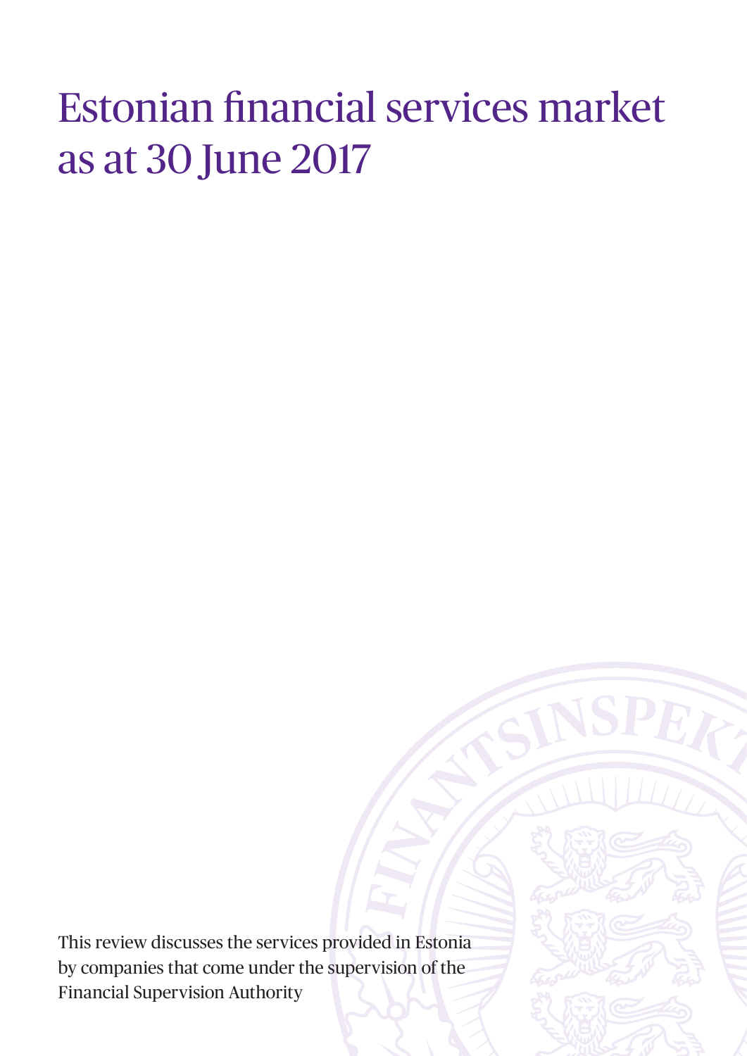# Estonian financial services market as at 30 June 2017

This review discusses the services provided in Estonia by companies that come under the supervision of the Financial Supervision Authority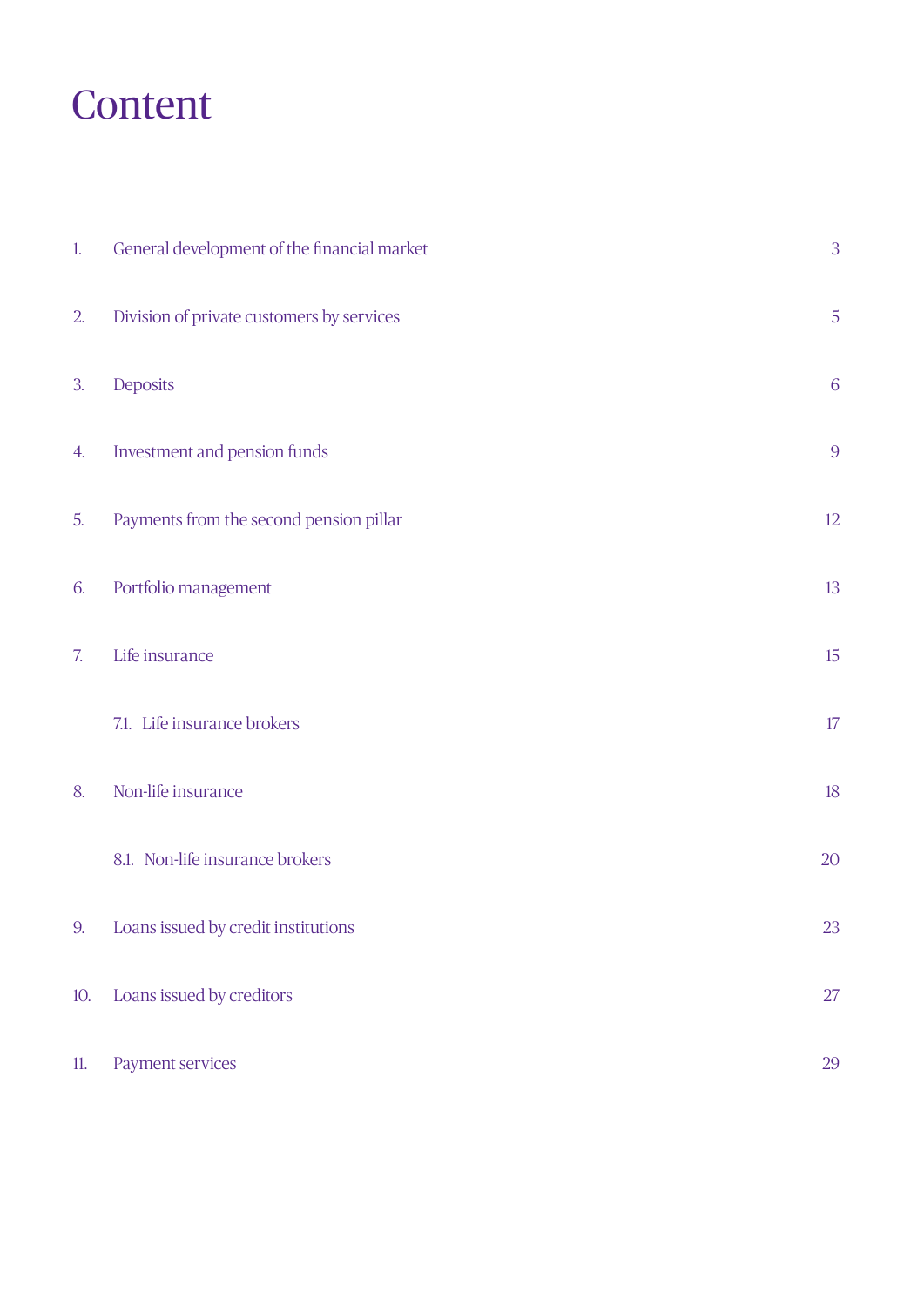# Content

| | | |
|---|---|---|
| 1. | General development of the financial market | 3 |
| 2. | Division of private customers by services | 5 |
| 3. | Deposits | 6 |
| 4. | Investment and pension funds | 9 |
| 5. | Payments from the second pension pillar | 12 |
| 6. | Portfolio management | 13 |
| 7. | Life insurance | 15 |
| | 7.1. Life insurance brokers | 17 |
| 8. | Non-life insurance | 18 |
| | 8.1. Non-life insurance brokers | 20 |
| 9. | Loans issued by credit institutions | 23 |
| 10. | Loans issued by creditors | 27 |
| 11. | Payment services | 29 |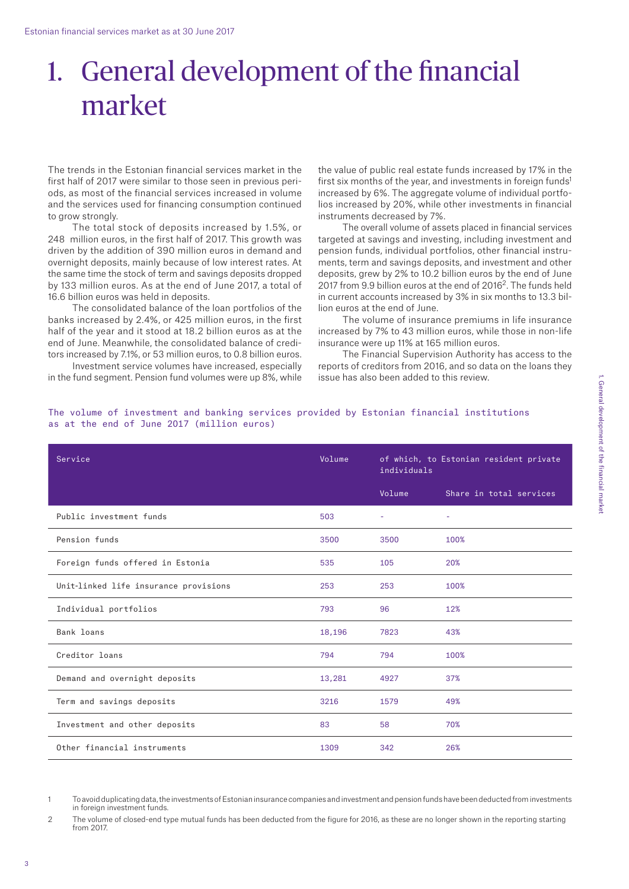# 1. General development of the financial market

The trends in the Estonian financial services market in the first half of 2017 were similar to those seen in previous periods, as most of the financial services increased in volume and the services used for financing consumption continued to grow strongly.

The total stock of deposits increased by 1.5%, or 248 million euros, in the first half of 2017. This growth was driven by the addition of 390 million euros in demand and overnight deposits, mainly because of low interest rates. At the same time the stock of term and savings deposits dropped by 133 million euros. As at the end of June 2017, a total of 16.6 billion euros was held in deposits.

The consolidated balance of the loan portfolios of the banks increased by 2.4%, or 425 million euros, in the first half of the year and it stood at 18.2 billion euros as at the end of June. Meanwhile, the consolidated balance of creditors increased by 7.1%, or 53 million euros, to 0.8 billion euros.

Investment service volumes have increased, especially in the fund segment. Pension fund volumes were up 8%, while the value of public real estate funds increased by 17% in the first six months of the year, and investments in foreign funds[1] increased by 6%. The aggregate volume of individual portfolios increased by 20%, while other investments in financial instruments decreased by 7%.

The overall volume of assets placed in financial services targeted at savings and investing, including investment and pension funds, individual portfolios, other financial instruments, term and savings deposits, and investment and other deposits, grew by 2% to 10.2 billion euros by the end of June 2017 from 9.9 billion euros at the end of 2016[2]. The funds held in current accounts increased by 3% in six months to 13.3 billion euros at the end of June.

The volume of insurance premiums in life insurance increased by 7% to 43 million euros, while those in non-life insurance were up 11% at 165 million euros.

The Financial Supervision Authority has access to the reports of creditors from 2016, and so data on the loans they issue has also been added to this review.

The volume of investment and banking services provided by Estonian financial institutions as at the end of June 2017 (million euros)

| Service | Volume | of which, to Estonian resident private individuals | |
|---|---|---|---|
| | | Volume | Share in total services |
| Public investment funds | 503 | - | - |
| Pension funds | 3500 | 3500 | 100% |
| Foreign funds offered in Estonia | 535 | 105 | 20% |
| Unit-linked life insurance provisions | 253 | 253 | 100% |
| Individual portfolios | 793 | 96 | 12% |
| Bank loans | 18,196 | 7823 | 43% |
| Creditor loans | 794 | 794 | 100% |
| Demand and overnight deposits | 13,281 | 4927 | 37% |
| Term and savings deposits | 3216 | 1579 | 49% |
| Investment and other deposits | 83 | 58 | 70% |
| Other financial instruments | 1309 | 342 | 26% |

1 To avoid duplicating data, the investments of Estonian insurance companies and investment and pension funds have been deducted from investments in foreign investment funds.

2 The volume of closed-end type mutual funds has been deducted from the figure for 2016, as these are no longer shown in the reporting starting from 2017.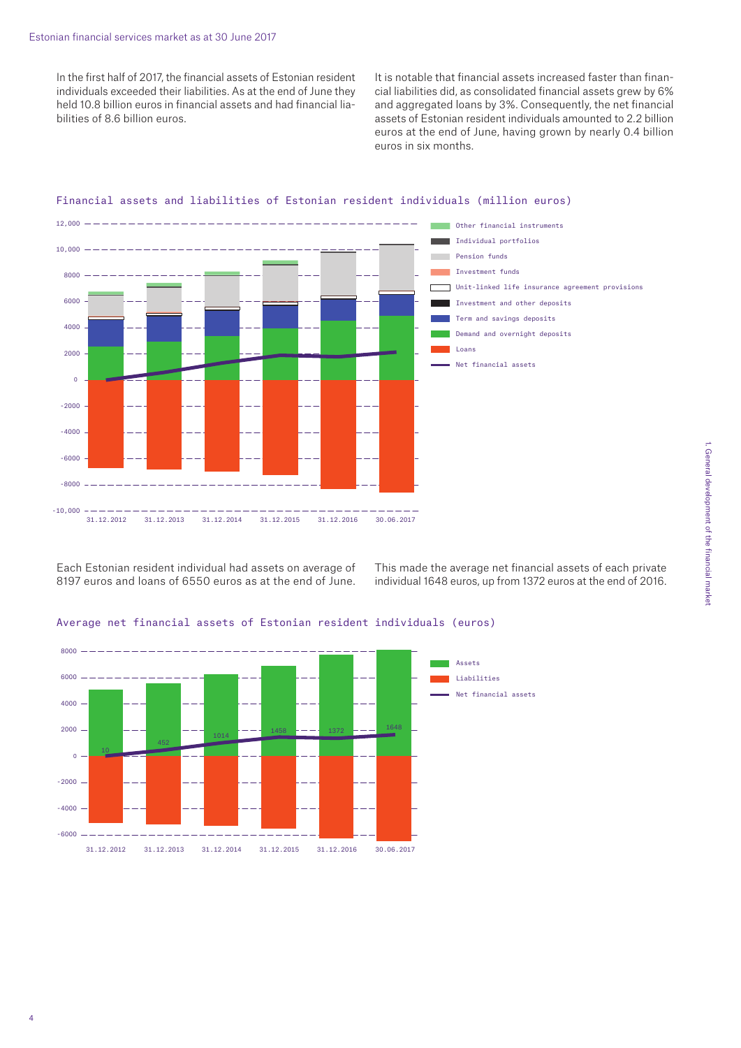In the first half of 2017, the financial assets of Estonian resident individuals exceeded their liabilities. As at the end of June they held 10.8 billion euros in financial assets and had financial liabilities of 8.6 billion euros.

It is notable that financial assets increased faster than financial liabilities did, as consolidated financial assets grew by 6% and aggregated loans by 3%. Consequently, the net financial assets of Estonian resident individuals amounted to 2.2 billion euros at the end of June, having grown by nearly 0.4 billion euros in six months.

Financial assets and liabilities of Estonian resident individuals (million euros)

Each Estonian resident individual had assets on average of 8197 euros and loans of 6550 euros as at the end of June.

This made the average net financial assets of each private individual 1648 euros, up from 1372 euros at the end of 2016.

Average net financial assets of Estonian resident individuals (euros)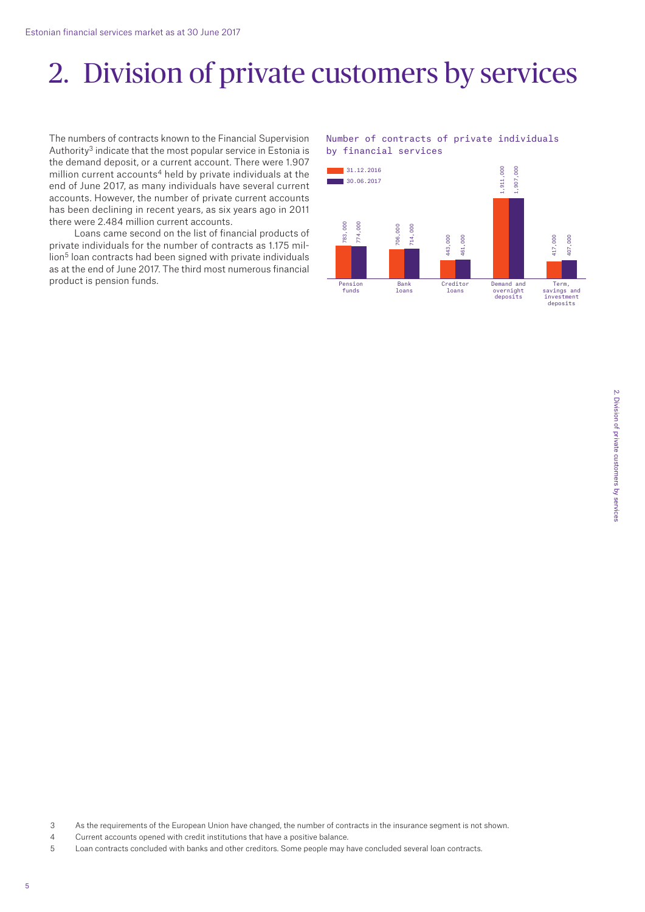# 2. Division of private customers by services

The numbers of contracts known to the Financial Supervision Authority[3] indicate that the most popular service in Estonia is the demand deposit, or a current account. There were 1.907 million current accounts[4] held by private individuals at the end of June 2017, as many individuals have several current accounts. However, the number of private current accounts has been declining in recent years, as six years ago in 2011 there were 2.484 million current accounts.

Loans came second on the list of financial products of private individuals for the number of contracts as 1.175 million[5] loan contracts had been signed with private individuals as at the end of June 2017. The third most numerous financial product is pension funds.

Number of contracts of private individuals by financial services

| | 31.12.2016 | 30.06.2017 |
|---|---|---|
| Pension funds | 783,000 | 774,000 |
| Bank loans | 706,000 | 714,000 |
| Creditor loans | 443,000 | 461,000 |
| Demand and overnight deposits | 1,911,000 | 1,907,000 |
| Term, savings and investment deposits | 417,000 | 407,000 |

3 As the requirements of the European Union have changed, the number of contracts in the insurance segment is not shown.

4 Current accounts opened with credit institutions that have a positive balance.

5 Loan contracts concluded with banks and other creditors. Some people may have concluded several loan contracts.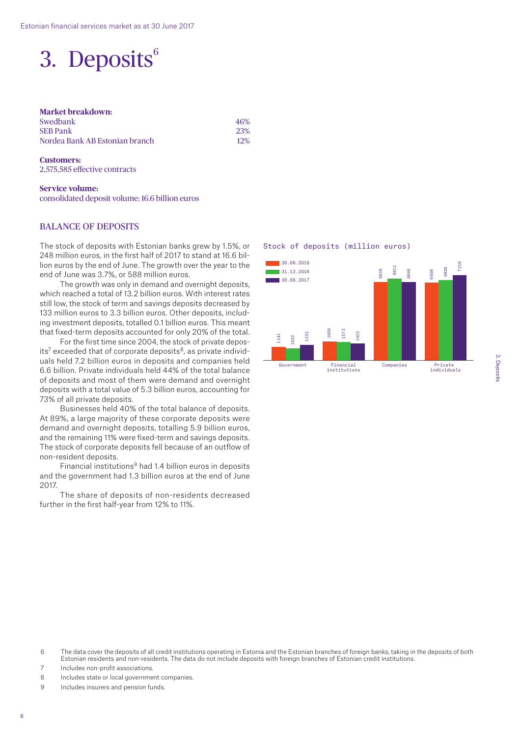# 3. Deposits[6]

**Market breakdown:**

| | |
|---|---|
| Swedbank | 46% |
| SEB Pank | 23% |
| Nordea Bank AB Estonian branch | 12% |

**Customers:**
2,575,585 effective contracts

**Service volume:**
consolidated deposit volume: 16.6 billion euros

## BALANCE OF DEPOSITS

The stock of deposits with Estonian banks grew by 1.5%, or 248 million euros, in the first half of 2017 to stand at 16.6 billion euros by the end of June. The growth over the year to the end of June was 3.7%, or 588 million euros.

The growth was only in demand and overnight deposits, which reached a total of 13.2 billion euros. With interest rates still low, the stock of term and savings deposits decreased by 133 million euros to 3.3 billion euros. Other deposits, including investment deposits, totalled 0.1 billion euros. This meant that fixed-term deposits accounted for only 20% of the total.

For the first time since 2004, the stock of private deposits[7] exceeded that of corporate deposits[8], as private individuals held 7.2 billion euros in deposits and companies held 6.6 billion. Private individuals held 44% of the total balance of deposits and most of them were demand and overnight deposits with a total value of 5.3 billion euros, accounting for 73% of all private deposits.

Businesses held 40% of the total balance of deposits. At 89%, a large majority of these corporate deposits were demand and overnight deposits, totalling 5.9 billion euros, and the remaining 11% were fixed-term and savings deposits. The stock of corporate deposits fell because of an outflow of non-resident deposits.

Financial institutions[9] had 1.4 billion euros in deposits and the government had 1.3 billion euros at the end of June 2017.

The share of deposits of non-residents decreased further in the first half-year from 12% to 11%.

Stock of deposits (million euros)

| | 30.06.2016 | 31.12.2016 | 30.06.2017 |
|---|---|---|---|
| Government | 1141 | 1022 | 1301 |
| Financial institutions | 1605 | 1573 | 1415 |
| Companies | 6639 | 6912 | 6646 |
| Private individuals | 6608 | 6826 | 7218 |

6 The data cover the deposits of all credit institutions operating in Estonia and the Estonian branches of foreign banks, taking in the deposits of both Estonian residents and non-residents. The data do not include deposits with foreign branches of Estonian credit institutions.

7 Includes non-profit associations.

8 Includes state or local government companies.

9 Includes insurers and pension funds.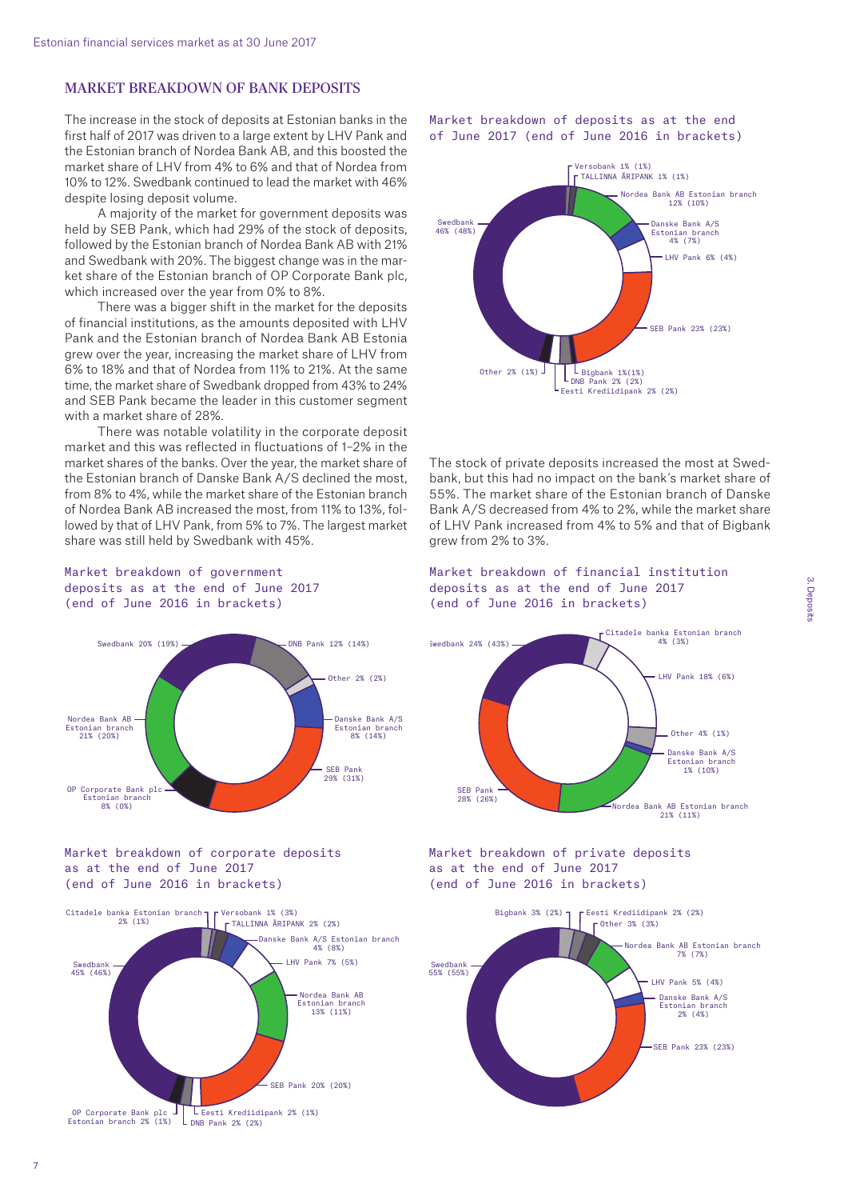## MARKET BREAKDOWN OF BANK DEPOSITS

The increase in the stock of deposits at Estonian banks in the first half of 2017 was driven to a large extent by LHV Pank and the Estonian branch of Nordea Bank AB, and this boosted the market share of LHV from 4% to 6% and that of Nordea from 10% to 12%. Swedbank continued to lead the market with 46% despite losing deposit volume.

A majority of the market for government deposits was held by SEB Pank, which had 29% of the stock of deposits, followed by the Estonian branch of Nordea Bank AB with 21% and Swedbank with 20%. The biggest change was in the market share of the Estonian branch of OP Corporate Bank plc, which increased over the year from 0% to 8%.

There was a bigger shift in the market for the deposits of financial institutions, as the amounts deposited with LHV Pank and the Estonian branch of Nordea Bank AB Estonia grew over the year, increasing the market share of LHV from 6% to 18% and that of Nordea from 11% to 21%. At the same time, the market share of Swedbank dropped from 43% to 24% and SEB Pank became the leader in this customer segment with a market share of 28%.

There was notable volatility in the corporate deposit market and this was reflected in fluctuations of 1–2% in the market shares of the banks. Over the year, the market share of the Estonian branch of Danske Bank A/S declined the most, from 8% to 4%, while the market share of the Estonian branch of Nordea Bank AB increased the most, from 11% to 13%, followed by that of LHV Pank, from 5% to 7%. The largest market share was still held by Swedbank with 45%.

The stock of private deposits increased the most at Swedbank, but this had no impact on the bank's market share of 55%. The market share of the Estonian branch of Danske Bank A/S decreased from 4% to 2%, while the market share of LHV Pank increased from 4% to 5% and that of Bigbank grew from 2% to 3%.

Market breakdown of deposits as at the end of June 2017 (end of June 2016 in brackets)

| Bank | June 2017 | June 2016 |
|---|---|---|
| Swedbank | 46% | 48% |
| SEB Pank | 23% | 23% |
| Nordea Bank AB Estonian branch | 12% | 10% |
| LHV Pank | 6% | 4% |
| Danske Bank A/S Estonian branch | 4% | 7% |
| Eesti Krediidipank | 2% | 2% |
| DNB Pank | 2% | 2% |
| Bigbank | 1% | 1% |
| Versobank | 1% | 1% |
| TALLINNA ÄRIPANK | 1% | 1% |
| Other | 2% | 1% |

Market breakdown of government deposits as at the end of June 2017 (end of June 2016 in brackets)

| Bank | June 2017 | June 2016 |
|---|---|---|
| SEB Pank | 29% | 31% |
| Nordea Bank AB Estonian branch | 21% | 20% |
| Swedbank | 20% | 19% |
| DNB Pank | 12% | 14% |
| Danske Bank A/S Estonian branch | 8% | 14% |
| OP Corporate Bank plc Estonian branch | 8% | 0% |
| Other | 2% | 2% |

Market breakdown of financial institution deposits as at the end of June 2017 (end of June 2016 in brackets)

| Bank | June 2017 | June 2016 |
|---|---|---|
| SEB Pank | 28% | 26% |
| Swedbank | 24% | 43% |
| Nordea Bank AB Estonian branch | 21% | 11% |
| LHV Pank | 18% | 6% |
| Citadele banka Estonian branch | 4% | 3% |
| Danske Bank A/S Estonian branch | 1% | 10% |
| Other | 4% | 1% |

Market breakdown of corporate deposits as at the end of June 2017 (end of June 2016 in brackets)

| Bank | June 2017 | June 2016 |
|---|---|---|
| Swedbank | 45% | 46% |
| SEB Pank | 20% | 20% |
| Nordea Bank AB Estonian branch | 13% | 11% |
| LHV Pank | 7% | 5% |
| Danske Bank A/S Estonian branch | 4% | 8% |
| Citadele banka Estonian branch | 2% | 1% |
| TALLINNA ÄRIPANK | 2% | 2% |
| Eesti Krediidipank | 2% | 1% |
| DNB Pank | 2% | 2% |
| OP Corporate Bank plc Estonian branch | 2% | 1% |
| Versobank | 1% | 3% |

Market breakdown of private deposits as at the end of June 2017 (end of June 2016 in brackets)

| Bank | June 2017 | June 2016 |
|---|---|---|
| Swedbank | 55% | 55% |
| SEB Pank | 23% | 23% |
| Nordea Bank AB Estonian branch | 7% | 7% |
| LHV Pank | 5% | 4% |
| Bigbank | 3% | 2% |
| Danske Bank A/S Estonian branch | 2% | 4% |
| Eesti Krediidipank | 2% | 2% |
| Other | 3% | 3% |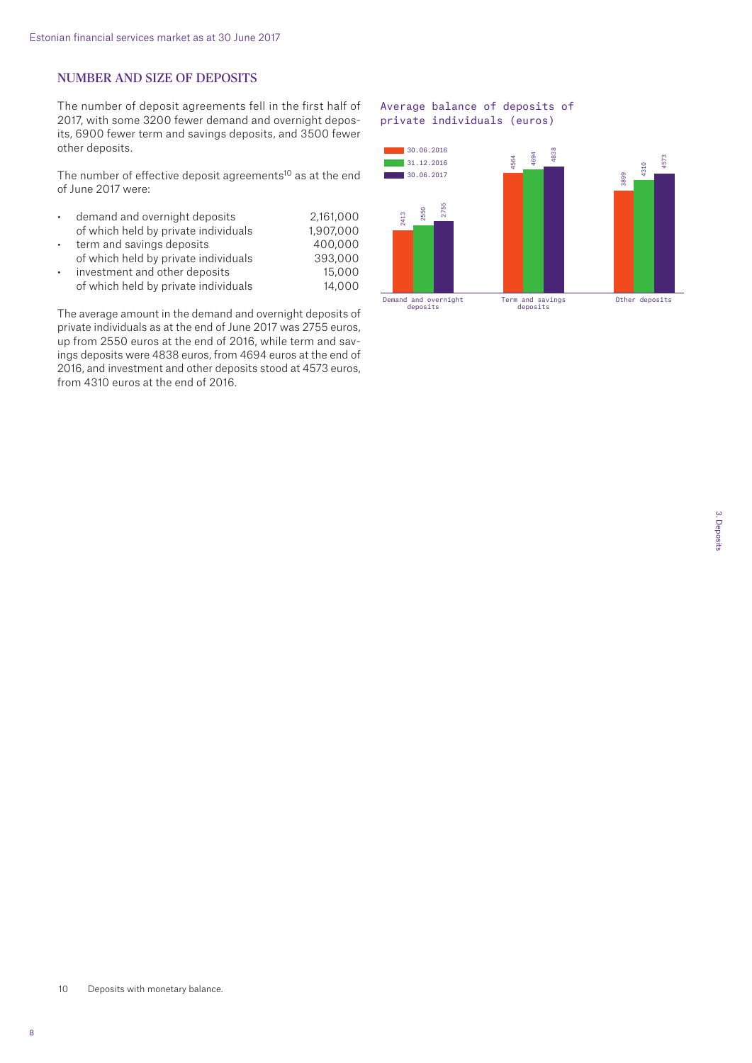## NUMBER AND SIZE OF DEPOSITS

The number of deposit agreements fell in the first half of 2017, with some 3200 fewer demand and overnight deposits, 6900 fewer term and savings deposits, and 3500 fewer other deposits.

The number of effective deposit agreements[10] as at the end of June 2017 were:

| | |
|---|---|
| • demand and overnight deposits | 2,161,000 |
| of which held by private individuals | 1,907,000 |
| • term and savings deposits | 400,000 |
| of which held by private individuals | 393,000 |
| • investment and other deposits | 15,000 |
| of which held by private individuals | 14,000 |

The average amount in the demand and overnight deposits of private individuals as at the end of June 2017 was 2755 euros, up from 2550 euros at the end of 2016, while term and savings deposits were 4838 euros, from 4694 euros at the end of 2016, and investment and other deposits stood at 4573 euros, from 4310 euros at the end of 2016.

Average balance of deposits of private individuals (euros)

| | 30.06.2016 | 31.12.2016 | 30.06.2017 |
|---|---|---|---|
| Demand and overnight deposits | 2413 | 2550 | 2755 |
| Term and savings deposits | 4564 | 4694 | 4838 |
| Other deposits | 3899 | 4310 | 4573 |

10 Deposits with monetary balance.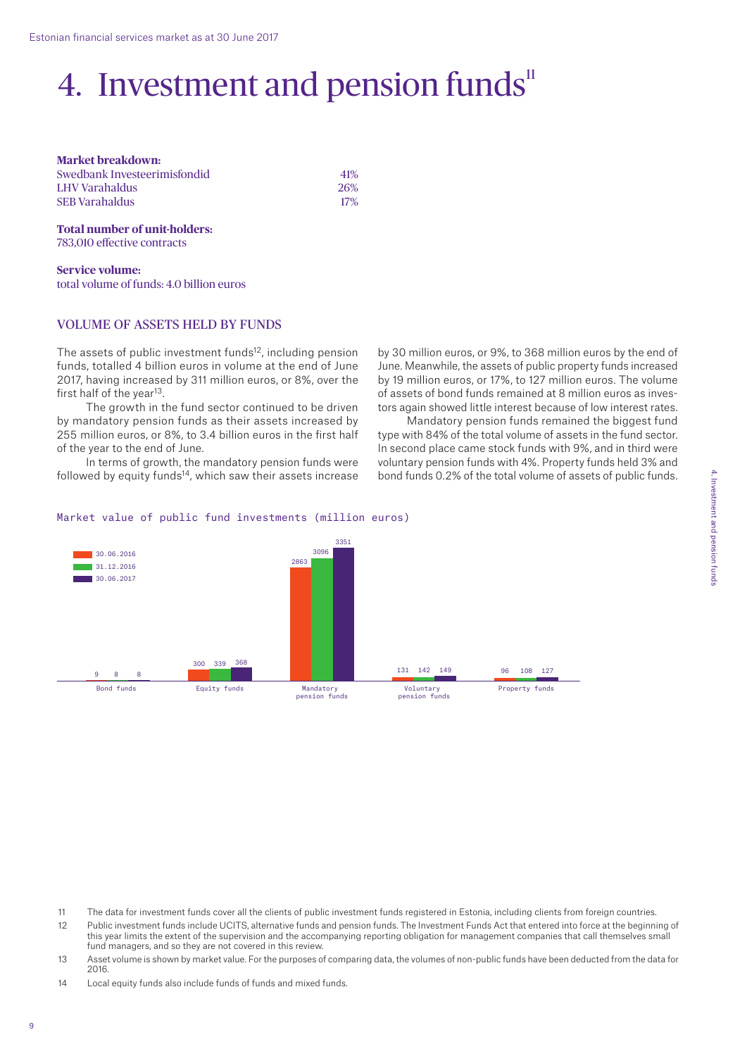# 4. Investment and pension funds[11]

**Market breakdown:**

| | |
|---|---|
| Swedbank Investeerimisfondid | 41% |
| LHV Varahaldus | 26% |
| SEB Varahaldus | 17% |

**Total number of unit-holders:**
783,010 effective contracts

**Service volume:**
total volume of funds: 4.0 billion euros

## VOLUME OF ASSETS HELD BY FUNDS

The assets of public investment funds[12], including pension funds, totalled 4 billion euros in volume at the end of June 2017, having increased by 311 million euros, or 8%, over the first half of the year[13].

The growth in the fund sector continued to be driven by mandatory pension funds as their assets increased by 255 million euros, or 8%, to 3.4 billion euros in the first half of the year to the end of June.

In terms of growth, the mandatory pension funds were followed by equity funds[14], which saw their assets increase by 30 million euros, or 9%, to 368 million euros by the end of June. Meanwhile, the assets of public property funds increased by 19 million euros, or 17%, to 127 million euros. The volume of assets of bond funds remained at 8 million euros as investors again showed little interest because of low interest rates.

Mandatory pension funds remained the biggest fund type with 84% of the total volume of assets in the fund sector. In second place came stock funds with 9%, and in third were voluntary pension funds with 4%. Property funds held 3% and bond funds 0.2% of the total volume of assets of public funds.

Market value of public fund investments (million euros)

| | 30.06.2016 | 31.12.2016 | 30.06.2017 |
|---|---|---|---|
| Bond funds | 9 | 8 | 8 |
| Equity funds | 300 | 339 | 368 |
| Mandatory pension funds | 2863 | 3096 | 3351 |
| Voluntary pension funds | 131 | 142 | 149 |
| Property funds | 96 | 108 | 127 |

11 The data for investment funds cover all the clients of public investment funds registered in Estonia, including clients from foreign countries.

12 Public investment funds include UCITS, alternative funds and pension funds. The Investment Funds Act that entered into force at the beginning of this year limits the extent of the supervision and the accompanying reporting obligation for management companies that call themselves small fund managers, and so they are not covered in this review.

13 Asset volume is shown by market value. For the purposes of comparing data, the volumes of non-public funds have been deducted from the data for 2016.

14 Local equity funds also include funds of funds and mixed funds.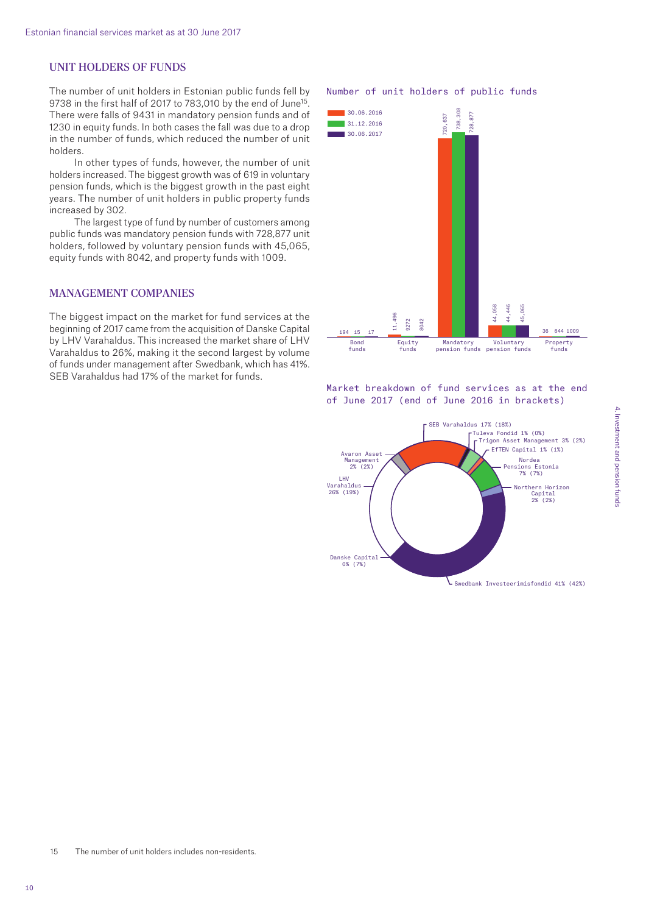## UNIT HOLDERS OF FUNDS

The number of unit holders in Estonian public funds fell by 9738 in the first half of 2017 to 783,010 by the end of June[15]. There were falls of 9431 in mandatory pension funds and of 1230 in equity funds. In both cases the fall was due to a drop in the number of funds, which reduced the number of unit holders.

In other types of funds, however, the number of unit holders increased. The biggest growth was of 619 in voluntary pension funds, which is the biggest growth in the past eight years. The number of unit holders in public property funds increased by 302.

The largest type of fund by number of customers among public funds was mandatory pension funds with 728,877 unit holders, followed by voluntary pension funds with 45,065, equity funds with 8042, and property funds with 1009.

## MANAGEMENT COMPANIES

The biggest impact on the market for fund services at the beginning of 2017 came from the acquisition of Danske Capital by LHV Varahaldus. This increased the market share of LHV Varahaldus to 26%, making it the second largest by volume of funds under management after Swedbank, which has 41%. SEB Varahaldus had 17% of the market for funds.

Number of unit holders of public funds

| | 30.06.2016 | 31.12.2016 | 30.06.2017 |
|---|---|---|---|
| Bond funds | 194 | 15 | 17 |
| Equity funds | 11,496 | 9272 | 8042 |
| Mandatory pension funds | 720,637 | 738,308 | 728,877 |
| Voluntary pension funds | 44,058 | 44,446 | 45,065 |
| Property funds | 36 | 644 | 1009 |

Market breakdown of fund services as at the end of June 2017 (end of June 2016 in brackets)

| Management company | June 2017 | June 2016 |
|---|---|---|
| Swedbank Investeerimisfondid | 41% | (42%) |
| LHV Varahaldus | 26% | (19%) |
| SEB Varahaldus | 17% | (18%) |
| Nordea Pensions Estonia | 7% | (7%) |
| Trigon Asset Management | 3% | (2%) |
| Avaron Asset Management | 2% | (2%) |
| Northern Horizon Capital | 2% | (2%) |
| Tuleva Fondid | 1% | (0%) |
| EfTEN Capital | 1% | (1%) |
| Danske Capital | 0% | (7%) |

15 The number of unit holders includes non-residents.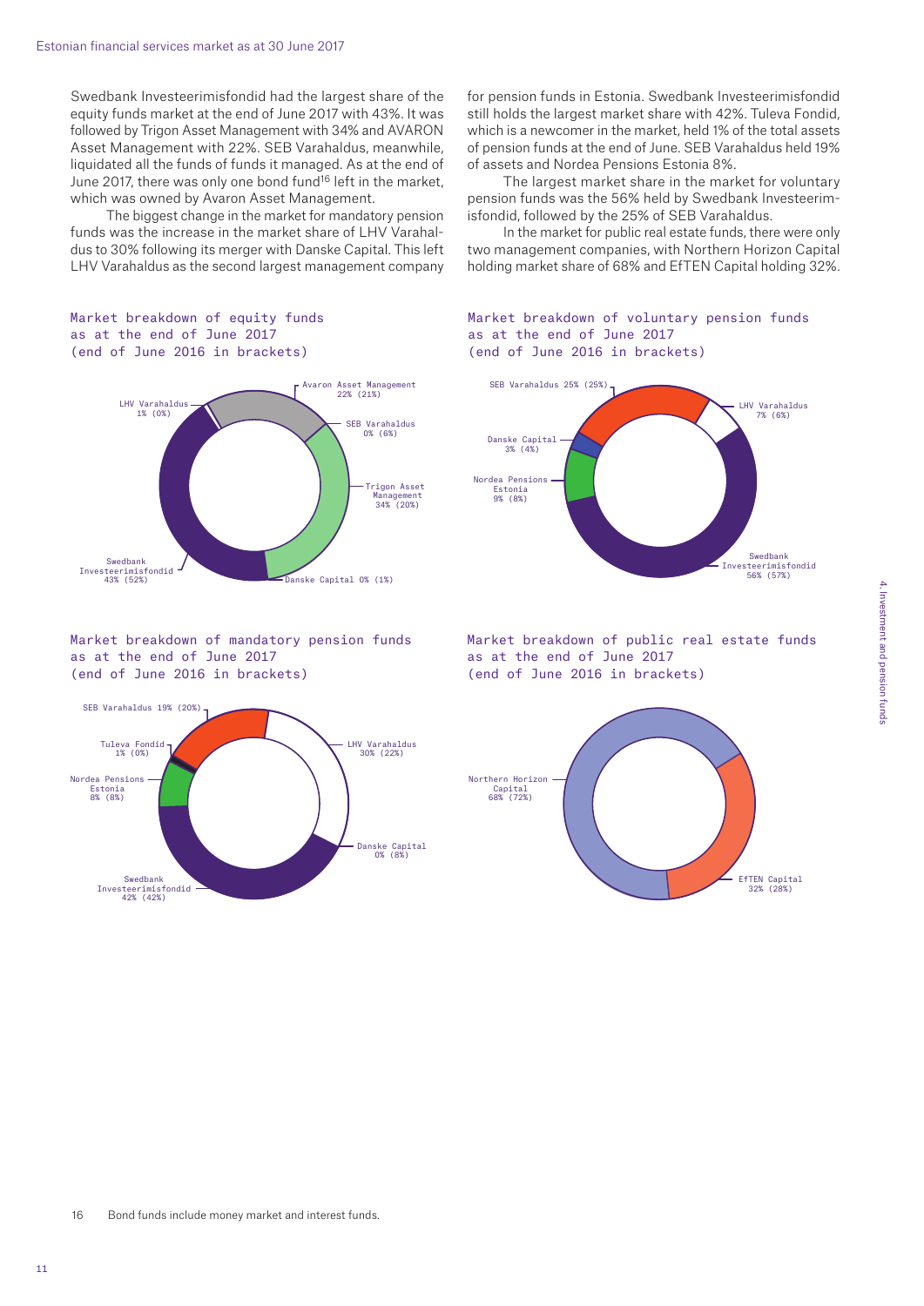Swedbank Investeerimisfondid had the largest share of the equity funds market at the end of June 2017 with 43%. It was followed by Trigon Asset Management with 34% and AVARON Asset Management with 22%. SEB Varahaldus, meanwhile, liquidated all the funds of funds it managed. As at the end of June 2017, there was only one bond fund[16] left in the market, which was owned by Avaron Asset Management.

The biggest change in the market for mandatory pension funds was the increase in the market share of LHV Varahaldus to 30% following its merger with Danske Capital. This left LHV Varahaldus as the second largest management company for pension funds in Estonia. Swedbank Investeerimisfondid still holds the largest market share with 42%. Tuleva Fondid, which is a newcomer in the market, held 1% of the total assets of pension funds at the end of June. SEB Varahaldus held 19% of assets and Nordea Pensions Estonia 8%.

The largest market share in the market for voluntary pension funds was the 56% held by Swedbank Investeerimisfondid, followed by the 25% of SEB Varahaldus.

In the market for public real estate funds, there were only two management companies, with Northern Horizon Capital holding market share of 68% and EfTEN Capital holding 32%.

**Market breakdown of equity funds as at the end of June 2017 (end of June 2016 in brackets)**

- Swedbank Investeerimisfondid 43% (52%)
- LHV Varahaldus 1% (0%)
- Avaron Asset Management 22% (21%)
- SEB Varahaldus 0% (6%)
- Trigon Asset Management 34% (20%)
- Danske Capital 0% (1%)

**Market breakdown of voluntary pension funds as at the end of June 2017 (end of June 2016 in brackets)**

- SEB Varahaldus 25% (25%)
- LHV Varahaldus 7% (6%)
- Danske Capital 3% (4%)
- Nordea Pensions Estonia 9% (8%)
- Swedbank Investeerimisfondid 56% (57%)

**Market breakdown of mandatory pension funds as at the end of June 2017 (end of June 2016 in brackets)**

- SEB Varahaldus 19% (20%)
- Tuleva Fondid 1% (0%)
- Nordea Pensions Estonia 8% (8%)
- Swedbank Investeerimisfondid 42% (42%)
- LHV Varahaldus 30% (22%)
- Danske Capital 0% (8%)

**Market breakdown of public real estate funds as at the end of June 2017 (end of June 2016 in brackets)**

- Northern Horizon Capital 68% (72%)
- EfTEN Capital 32% (28%)

16 Bond funds include money market and interest funds.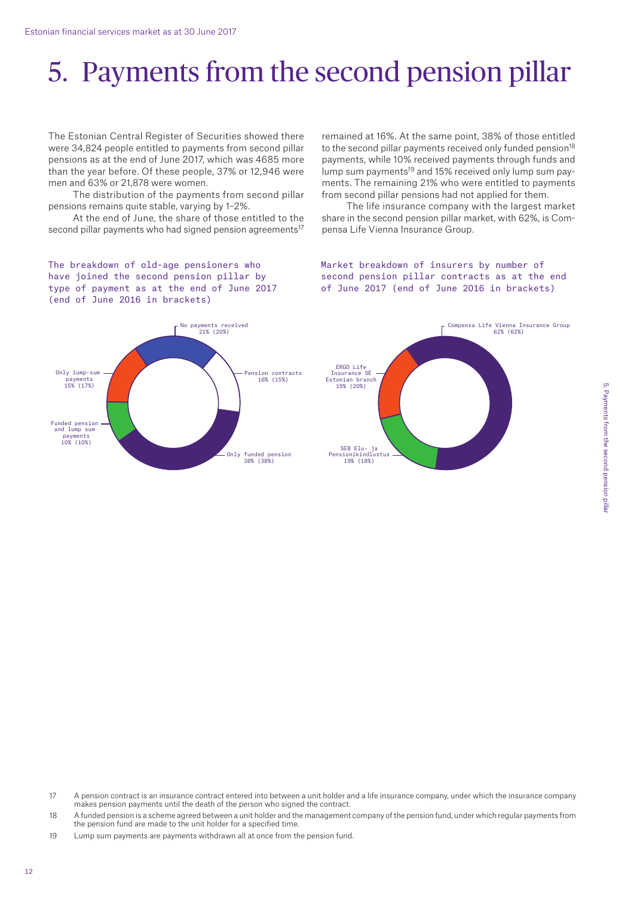# 5. Payments from the second pension pillar

The Estonian Central Register of Securities showed there were 34,824 people entitled to payments from second pillar pensions as at the end of June 2017, which was 4685 more than the year before. Of these people, 37% or 12,946 were men and 63% or 21,878 were women.

The distribution of the payments from second pillar pensions remains quite stable, varying by 1–2%.

At the end of June, the share of those entitled to the second pillar payments who had signed pension agreements[17] remained at 16%. At the same point, 38% of those entitled to the second pillar payments received only funded pension[18] payments, while 10% received payments through funds and lump sum payments[19] and 15% received only lump sum payments. The remaining 21% who were entitled to payments from second pillar pensions had not applied for them.

The life insurance company with the largest market share in the second pension pillar market, with 62%, is Compensa Life Vienna Insurance Group.

The breakdown of old-age pensioners who have joined the second pension pillar by type of payment as at the end of June 2017 (end of June 2016 in brackets)

- No payments received 21% (20%)
- Pension contracts 16% (15%)
- Only funded pension 38% (38%)
- Funded pension and lump sum payments 10% (10%)
- Only lump-sum payments 15% (17%)

Market breakdown of insurers by number of second pension pillar contracts as at the end of June 2017 (end of June 2016 in brackets)

- Compensa Life Vienna Insurance Group 62% (62%)
- ERGO Life Insurance SE Estonian branch 19% (20%)
- SEB Elu- ja Pensionikindlustus 19% (18%)

17 A pension contract is an insurance contract entered into between a unit holder and a life insurance company, under which the insurance company makes pension payments until the death of the person who signed the contract.

18 A funded pension is a scheme agreed between a unit holder and the management company of the pension fund, under which regular payments from the pension fund are made to the unit holder for a specified time.

19 Lump sum payments are payments withdrawn all at once from the pension fund.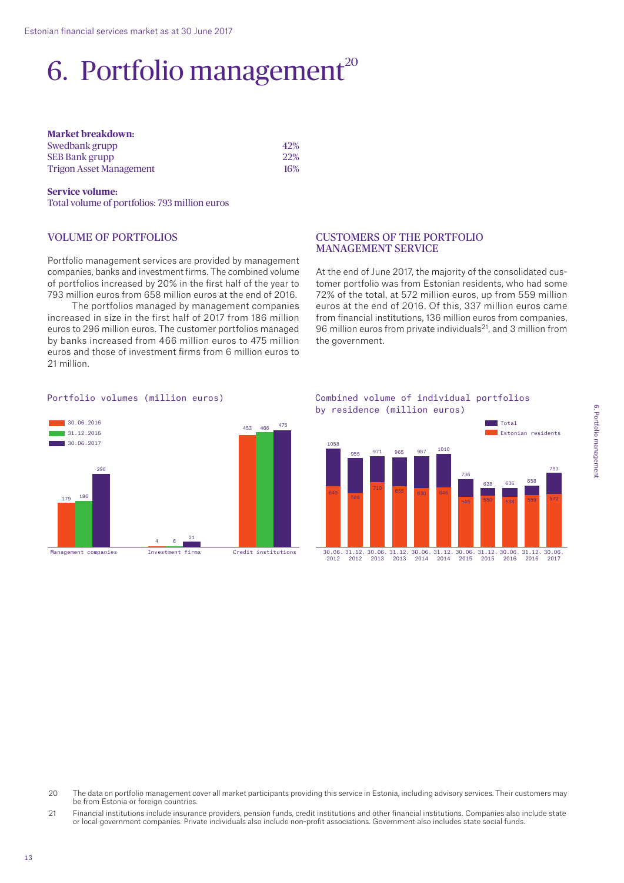# 6. Portfolio management[20]

**Market breakdown:**

| | |
|---|---|
| Swedbank grupp | 42% |
| SEB Bank grupp | 22% |
| Trigon Asset Management | 16% |

**Service volume:**

Total volume of portfolios: 793 million euros

## VOLUME OF PORTFOLIOS

Portfolio management services are provided by management companies, banks and investment firms. The combined volume of portfolios increased by 20% in the first half of the year to 793 million euros from 658 million euros at the end of 2016.

The portfolios managed by management companies increased in size in the first half of 2017 from 186 million euros to 296 million euros. The customer portfolios managed by banks increased from 466 million euros to 475 million euros and those of investment firms from 6 million euros to 21 million.

## CUSTOMERS OF THE PORTFOLIO MANAGEMENT SERVICE

At the end of June 2017, the majority of the consolidated customer portfolio was from Estonian residents, who had some 72% of the total, at 572 million euros, up from 559 million euros at the end of 2016. Of this, 337 million euros came from financial institutions, 136 million euros from companies, 96 million euros from private individuals[21], and 3 million from the government.

Portfolio volumes (million euros)

| | 30.06.2016 | 31.12.2016 | 30.06.2017 |
|---|---|---|---|
| Management companies | 179 | 186 | 296 |
| Investment firms | 4 | 6 | 21 |
| Credit institutions | 453 | 466 | 475 |

Combined volume of individual portfolios by residence (million euros)

| | Total | Estonian residents |
|---|---|---|
| 30.06.2012 | 1058 | 649 |
| 31.12.2012 | 955 | 586 |
| 30.06.2013 | 971 | 710 |
| 31.12.2013 | 965 | 655 |
| 30.06.2014 | 987 | 630 |
| 31.12.2014 | 1010 | 646 |
| 30.06.2015 | 736 | 545 |
| 31.12.2015 | 628 | 550 |
| 30.06.2016 | 636 | 538 |
| 31.12.2016 | 658 | 559 |
| 30.06.2017 | 793 | 572 |

20 The data on portfolio management cover all market participants providing this service in Estonia, including advisory services. Their customers may be from Estonia or foreign countries.

21 Financial institutions include insurance providers, pension funds, credit institutions and other financial institutions. Companies also include state or local government companies. Private individuals also include non-profit associations. Government also includes state social funds.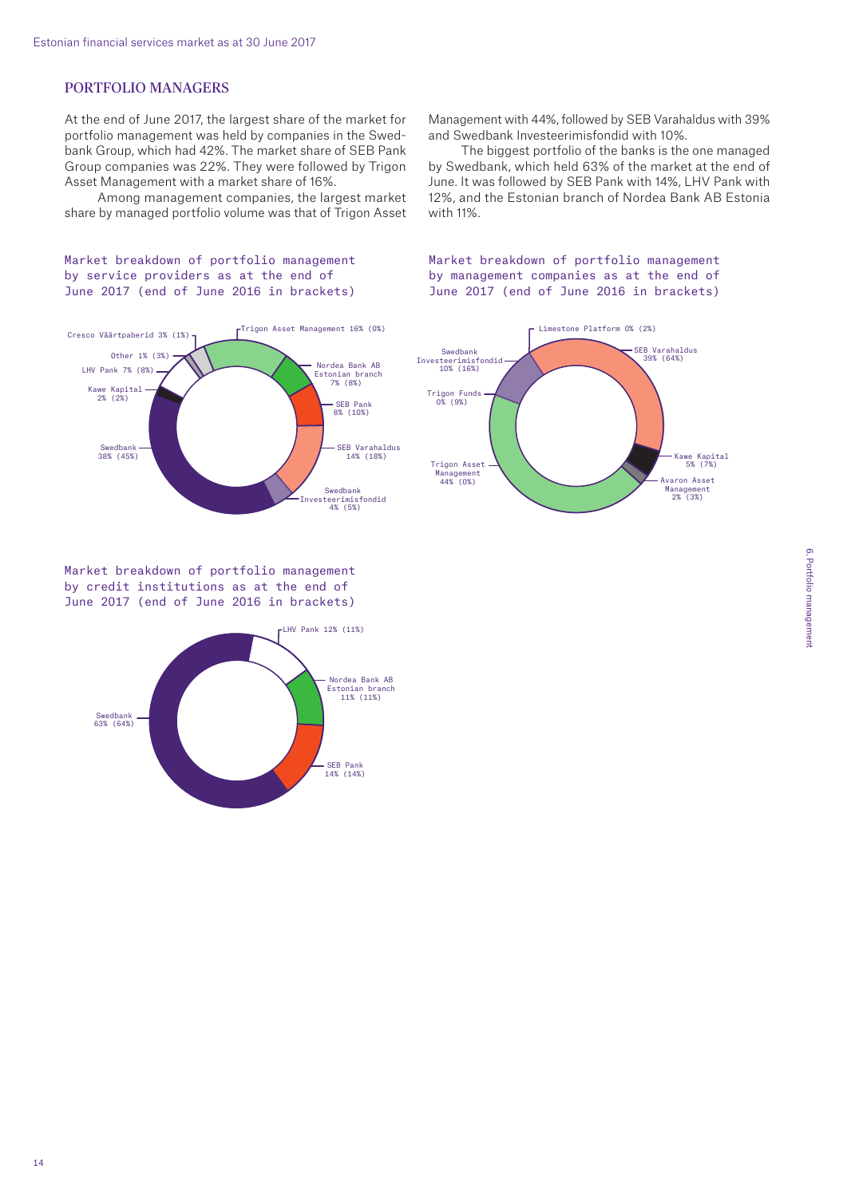## PORTFOLIO MANAGERS

At the end of June 2017, the largest share of the market for portfolio management was held by companies in the Swedbank Group, which had 42%. The market share of SEB Pank Group companies was 22%. They were followed by Trigon Asset Management with a market share of 16%.

Among management companies, the largest market share by managed portfolio volume was that of Trigon Asset Management with 44%, followed by SEB Varahaldus with 39% and Swedbank Investeerimisfondid with 10%.

The biggest portfolio of the banks is the one managed by Swedbank, which held 63% of the market at the end of June. It was followed by SEB Pank with 14%, LHV Pank with 12%, and the Estonian branch of Nordea Bank AB Estonia with 11%.

Market breakdown of portfolio management by service providers as at the end of June 2017 (end of June 2016 in brackets)

- Trigon Asset Management 16% (0%)
- Nordea Bank AB Estonian branch 7% (8%)
- SEB Pank 8% (10%)
- SEB Varahaldus 14% (18%)
- Swedbank Investeerimisfondid 4% (5%)
- Swedbank 38% (45%)
- Kawe Kapital 2% (2%)
- LHV Pank 7% (8%)
- Other 1% (3%)
- Cresco Väärtpaberid 3% (1%)

Market breakdown of portfolio management by management companies as at the end of June 2017 (end of June 2016 in brackets)

- Limestone Platform 0% (2%)
- SEB Varahaldus 39% (64%)
- Kawe Kapital 5% (7%)
- Avaron Asset Management 2% (3%)
- Trigon Asset Management 44% (0%)
- Trigon Funds 0% (9%)
- Swedbank Investeerimisfondid 10% (16%)

Market breakdown of portfolio management by credit institutions as at the end of June 2017 (end of June 2016 in brackets)

- LHV Pank 12% (11%)
- Nordea Bank AB Estonian branch 11% (11%)
- SEB Pank 14% (14%)
- Swedbank 63% (64%)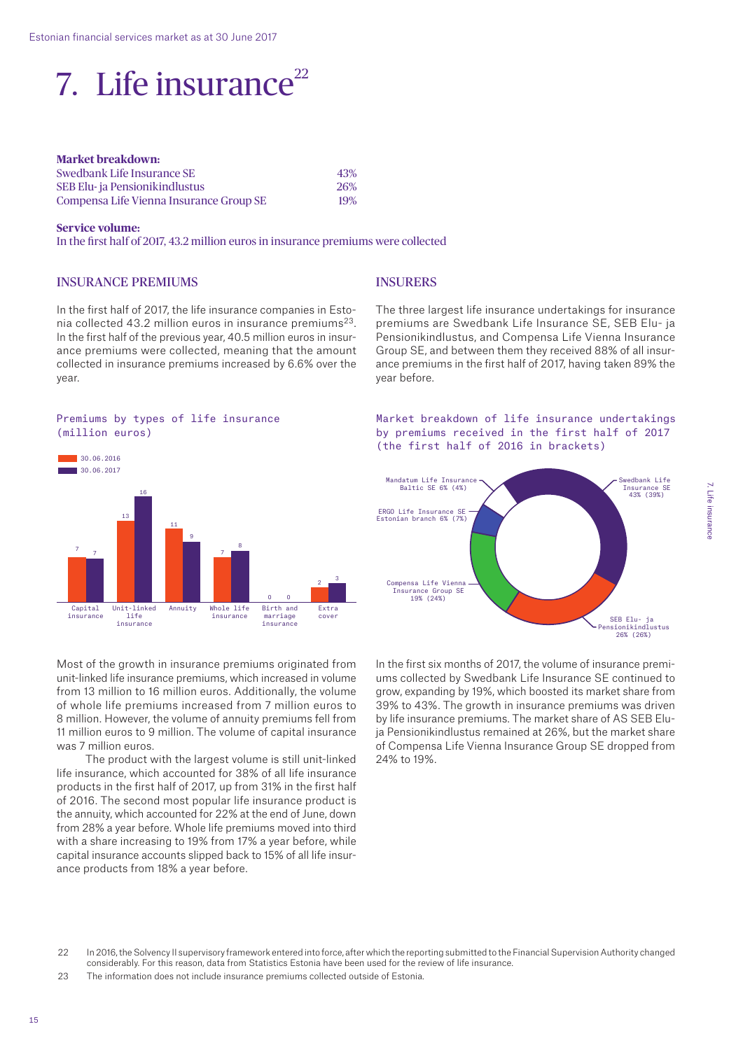# 7. Life insurance[22]

**Market breakdown:**

| | |
|---|---|
| Swedbank Life Insurance SE | 43% |
| SEB Elu- ja Pensionikindlustus | 26% |
| Compensa Life Vienna Insurance Group SE | 19% |

**Service volume:**
In the first half of 2017, 43.2 million euros in insurance premiums were collected

## INSURANCE PREMIUMS

In the first half of 2017, the life insurance companies in Estonia collected 43.2 million euros in insurance premiums[23]. In the first half of the previous year, 40.5 million euros in insurance premiums were collected, meaning that the amount collected in insurance premiums increased by 6.6% over the year.

Premiums by types of life insurance (million euros)

| | 30.06.2016 | 30.06.2017 |
|---|---|---|
| Capital insurance | 7 | 7 |
| Unit-linked life insurance | 13 | 16 |
| Annuity | 11 | 9 |
| Whole life insurance | 7 | 8 |
| Birth and marriage insurance | 0 | 0 |
| Extra cover | 2 | 3 |

Most of the growth in insurance premiums originated from unit-linked life insurance premiums, which increased in volume from 13 million to 16 million euros. Additionally, the volume of whole life premiums increased from 7 million euros to 8 million. However, the volume of annuity premiums fell from 11 million euros to 9 million. The volume of capital insurance was 7 million euros.

The product with the largest volume is still unit-linked life insurance, which accounted for 38% of all life insurance products in the first half of 2017, up from 31% in the first half of 2016. The second most popular life insurance product is the annuity, which accounted for 22% at the end of June, down from 28% a year before. Whole life premiums moved into third with a share increasing to 19% from 17% a year before, while capital insurance accounts slipped back to 15% of all life insurance products from 18% a year before.

## INSURERS

The three largest life insurance undertakings for insurance premiums are Swedbank Life Insurance SE, SEB Elu- ja Pensionikindlustus, and Compensa Life Vienna Insurance Group SE, and between them they received 88% of all insurance premiums in the first half of 2017, having taken 89% the year before.

Market breakdown of life insurance undertakings by premiums received in the first half of 2017 (the first half of 2016 in brackets)

| Insurer | Share |
|---|---|
| Swedbank Life Insurance SE | 43% (39%) |
| SEB Elu- ja Pensionikindlustus | 26% (26%) |
| Compensa Life Vienna Insurance Group SE | 19% (24%) |
| ERGO Life Insurance SE Estonian branch | 6% (7%) |
| Mandatum Life Insurance Baltic SE | 6% (4%) |

In the first six months of 2017, the volume of insurance premiums collected by Swedbank Life Insurance SE continued to grow, expanding by 19%, which boosted its market share from 39% to 43%. The growth in insurance premiums was driven by life insurance premiums. The market share of AS SEB Elu-ja Pensionikindlustus remained at 26%, but the market share of Compensa Life Vienna Insurance Group SE dropped from 24% to 19%.

---

22 In 2016, the Solvency II supervisory framework entered into force, after which the reporting submitted to the Financial Supervision Authority changed considerably. For this reason, data from Statistics Estonia have been used for the review of life insurance.

23 The information does not include insurance premiums collected outside of Estonia.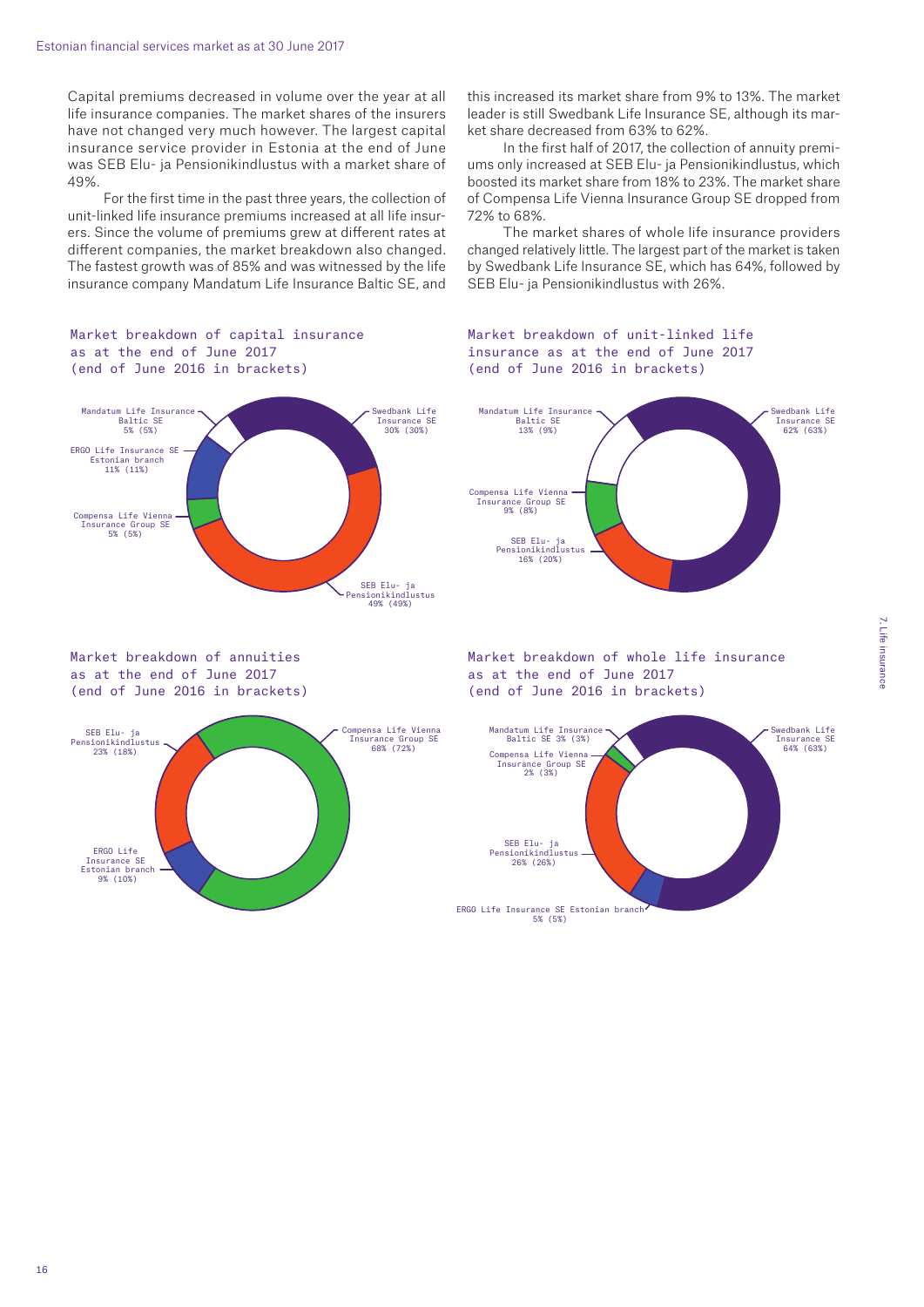Capital premiums decreased in volume over the year at all life insurance companies. The market shares of the insurers have not changed very much however. The largest capital insurance service provider in Estonia at the end of June was SEB Elu- ja Pensionikindlustus with a market share of 49%.

For the first time in the past three years, the collection of unit-linked life insurance premiums increased at all life insurers. Since the volume of premiums grew at different rates at different companies, the market breakdown also changed. The fastest growth was of 85% and was witnessed by the life insurance company Mandatum Life Insurance Baltic SE, and this increased its market share from 9% to 13%. The market leader is still Swedbank Life Insurance SE, although its market share decreased from 63% to 62%.

In the first half of 2017, the collection of annuity premiums only increased at SEB Elu- ja Pensionikindlustus, which boosted its market share from 18% to 23%. The market share of Compensa Life Vienna Insurance Group SE dropped from 72% to 68%.

The market shares of whole life insurance providers changed relatively little. The largest part of the market is taken by Swedbank Life Insurance SE, which has 64%, followed by SEB Elu- ja Pensionikindlustus with 26%.

**Market breakdown of capital insurance as at the end of June 2017 (end of June 2016 in brackets)**

| Company | Share |
|---|---|
| Swedbank Life Insurance SE | 30% (30%) |
| SEB Elu- ja Pensionikindlustus | 49% (49%) |
| Compensa Life Vienna Insurance Group SE | 5% (5%) |
| ERGO Life Insurance SE Estonian branch | 11% (11%) |
| Mandatum Life Insurance Baltic SE | 5% (5%) |

**Market breakdown of unit-linked life insurance as at the end of June 2017 (end of June 2016 in brackets)**

| Company | Share |
|---|---|
| Swedbank Life Insurance SE | 62% (63%) |
| SEB Elu- ja Pensionikindlustus | 16% (20%) |
| Compensa Life Vienna Insurance Group SE | 9% (8%) |
| Mandatum Life Insurance Baltic SE | 13% (9%) |

**Market breakdown of annuities as at the end of June 2017 (end of June 2016 in brackets)**

| Company | Share |
|---|---|
| Compensa Life Vienna Insurance Group SE | 68% (72%) |
| SEB Elu- ja Pensionikindlustus | 23% (18%) |
| ERGO Life Insurance SE Estonian branch | 9% (10%) |

**Market breakdown of whole life insurance as at the end of June 2017 (end of June 2016 in brackets)**

| Company | Share |
|---|---|
| Swedbank Life Insurance SE | 64% (63%) |
| ERGO Life Insurance SE Estonian branch | 5% (5%) |
| SEB Elu- ja Pensionikindlustus | 26% (26%) |
| Compensa Life Vienna Insurance Group SE | 2% (3%) |
| Mandatum Life Insurance Baltic SE | 3% (3%) |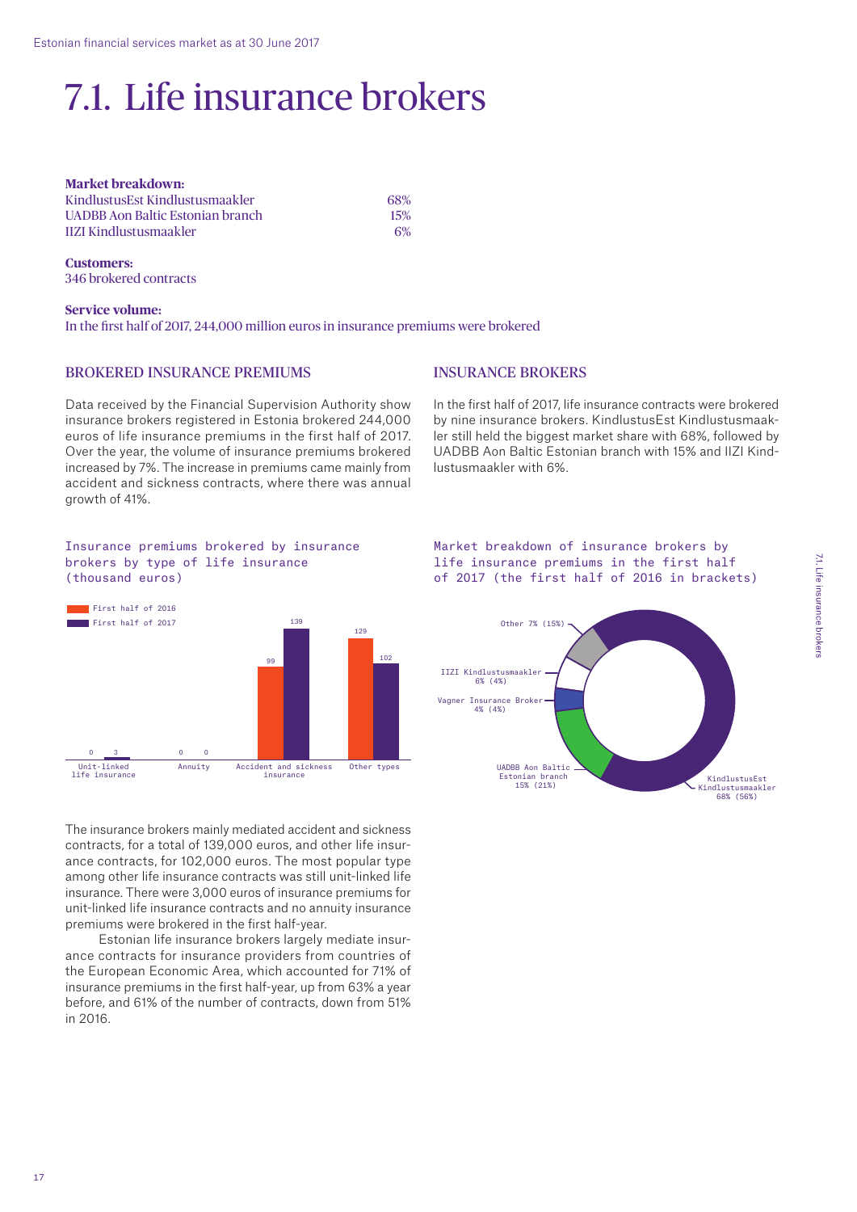# 7.1. Life insurance brokers

**Market breakdown:**

| | |
|---|---|
| KindlustusEst Kindlustusmaakler | 68% |
| UADBB Aon Baltic Estonian branch | 15% |
| IIZI Kindlustusmaakler | 6% |

**Customers:**
346 brokered contracts

**Service volume:**
In the first half of 2017, 244,000 million euros in insurance premiums were brokered

## BROKERED INSURANCE PREMIUMS

Data received by the Financial Supervision Authority show insurance brokers registered in Estonia brokered 244,000 euros of life insurance premiums in the first half of 2017. Over the year, the volume of insurance premiums brokered increased by 7%. The increase in premiums came mainly from accident and sickness contracts, where there was annual growth of 41%.

Insurance premiums brokered by insurance brokers by type of life insurance (thousand euros)

| | First half of 2016 | First half of 2017 |
|---|---|---|
| Unit-linked life insurance | 0 | 3 |
| Annuity | 0 | 0 |
| Accident and sickness insurance | 99 | 139 |
| Other types | 129 | 102 |

The insurance brokers mainly mediated accident and sickness contracts, for a total of 139,000 euros, and other life insurance contracts, for 102,000 euros. The most popular type among other life insurance contracts was still unit-linked life insurance. There were 3,000 euros of insurance premiums for unit-linked life insurance contracts and no annuity insurance premiums were brokered in the first half-year.

Estonian life insurance brokers largely mediate insurance contracts for insurance providers from countries of the European Economic Area, which accounted for 71% of insurance premiums in the first half-year, up from 63% a year before, and 61% of the number of contracts, down from 51% in 2016.

## INSURANCE BROKERS

In the first half of 2017, life insurance contracts were brokered by nine insurance brokers. KindlustusEst Kindlustusmaakler still held the biggest market share with 68%, followed by UADBB Aon Baltic Estonian branch with 15% and IIZI Kindlustusmaakler with 6%.

Market breakdown of insurance brokers by life insurance premiums in the first half of 2017 (the first half of 2016 in brackets)

| Broker | Share |
|---|---|
| KindlustusEst Kindlustusmaakler | 68% (56%) |
| UADBB Aon Baltic Estonian branch | 15% (21%) |
| Vagner Insurance Broker | 4% (4%) |
| IIZI Kindlustusmaakler | 6% (4%) |
| Other | 7% (15%) |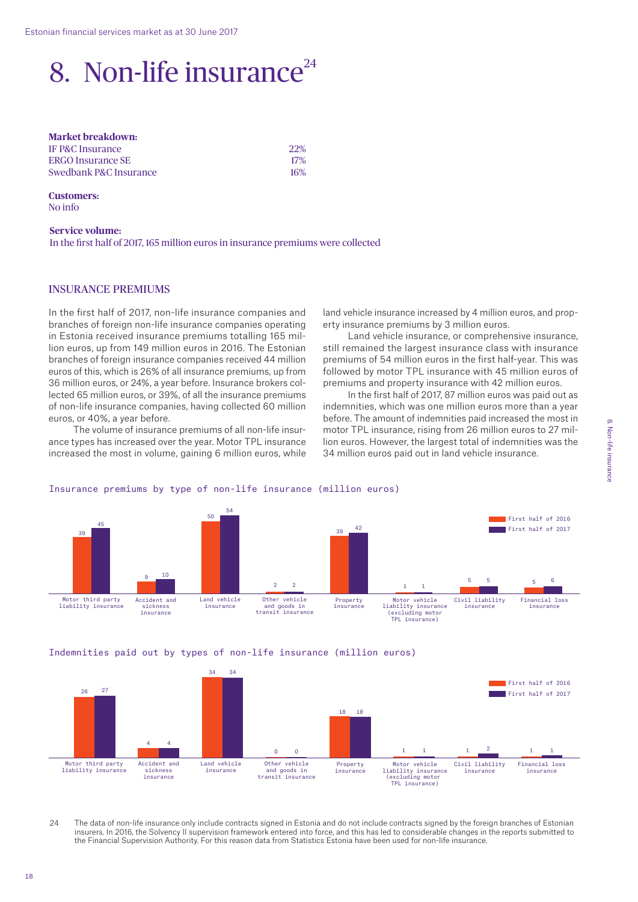# 8. Non-life insurance[24]

**Market breakdown:**

| | |
|---|---|
| IF P&C Insurance | 22% |
| ERGO Insurance SE | 17% |
| Swedbank P&C Insurance | 16% |

**Customers:**
No info

**Service volume:**
In the first half of 2017, 165 million euros in insurance premiums were collected

## INSURANCE PREMIUMS

In the first half of 2017, non-life insurance companies and branches of foreign non-life insurance companies operating in Estonia received insurance premiums totalling 165 million euros, up from 149 million euros in 2016. The Estonian branches of foreign insurance companies received 44 million euros of this, which is 26% of all insurance premiums, up from 36 million euros, or 24%, a year before. Insurance brokers collected 65 million euros, or 39%, of all the insurance premiums of non-life insurance companies, having collected 60 million euros, or 40%, a year before.

The volume of insurance premiums of all non-life insurance types has increased over the year. Motor TPL insurance increased the most in volume, gaining 6 million euros, while land vehicle insurance increased by 4 million euros, and property insurance premiums by 3 million euros.

Land vehicle insurance, or comprehensive insurance, still remained the largest insurance class with insurance premiums of 54 million euros in the first half-year. This was followed by motor TPL insurance with 45 million euros of premiums and property insurance with 42 million euros.

In the first half of 2017, 87 million euros was paid out as indemnities, which was one million euros more than a year before. The amount of indemnities paid increased the most in motor TPL insurance, rising from 26 million euros to 27 million euros. However, the largest total of indemnities was the 34 million euros paid out in land vehicle insurance.

Insurance premiums by type of non-life insurance (million euros)

| | First half of 2016 | First half of 2017 |
|---|---|---|
| Motor third party liability insurance | 39 | 45 |
| Accident and sickness insurance | 9 | 10 |
| Land vehicle insurance | 50 | 54 |
| Other vehicle and goods in transit insurance | 2 | 2 |
| Property insurance | 39 | 42 |
| Motor vehicle liability insurance (excluding motor TPL insurance) | 1 | 1 |
| Civil liability insurance | 5 | 5 |
| Financial loss insurance | 5 | 6 |

Indemnities paid out by types of non-life insurance (million euros)

| | First half of 2016 | First half of 2017 |
|---|---|---|
| Motor third party liability insurance | 26 | 27 |
| Accident and sickness insurance | 4 | 4 |
| Land vehicle insurance | 34 | 34 |
| Other vehicle and goods in transit insurance | 0 | 0 |
| Property insurance | 18 | 18 |
| Motor vehicle liability insurance (excluding motor TPL insurance) | 1 | 1 |
| Civil liability insurance | 1 | 2 |
| Financial loss insurance | 1 | 1 |

24 The data of non-life insurance only include contracts signed in Estonia and do not include contracts signed by the foreign branches of Estonian insurers. In 2016, the Solvency II supervision framework entered into force, and this has led to considerable changes in the reports submitted to the Financial Supervision Authority. For this reason data from Statistics Estonia have been used for non-life insurance.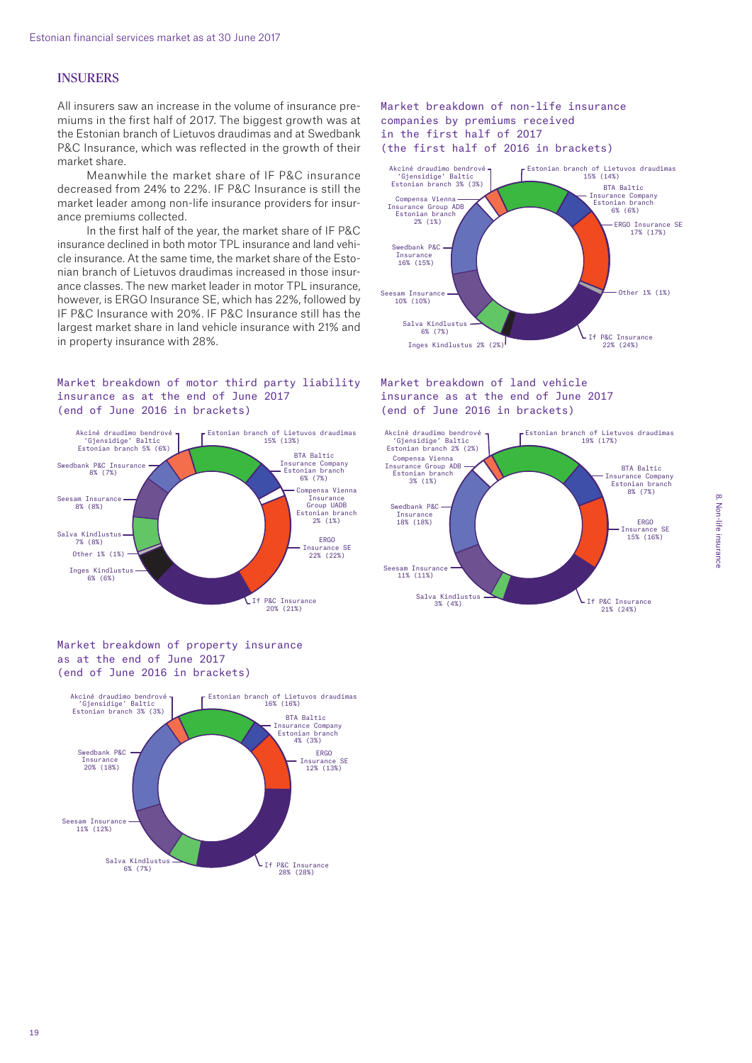## INSURERS

All insurers saw an increase in the volume of insurance premiums in the first half of 2017. The biggest growth was at the Estonian branch of Lietuvos draudimas and at Swedbank P&C Insurance, which was reflected in the growth of their market share.

Meanwhile the market share of IF P&C insurance decreased from 24% to 22%. IF P&C Insurance is still the market leader among non-life insurance providers for insurance premiums collected.

In the first half of the year, the market share of IF P&C insurance declined in both motor TPL insurance and land vehicle insurance. At the same time, the market share of the Estonian branch of Lietuvos draudimas increased in those insurance classes. The new market leader in motor TPL insurance, however, is ERGO Insurance SE, which has 22%, followed by IF P&C Insurance with 20%. IF P&C Insurance still has the largest market share in land vehicle insurance with 21% and in property insurance with 28%.

### Market breakdown of motor third party liability insurance as at the end of June 2017 (end of June 2016 in brackets)

| Insurer | Share |
|---|---|
| Estonian branch of Lietuvos draudimas | 15% (13%) |
| BTA Baltic Insurance Company Estonian branch | 6% (7%) |
| Compensa Vienna Insurance Group UADB Estonian branch | 2% (1%) |
| ERGO Insurance SE | 22% (22%) |
| If P&C Insurance | 20% (21%) |
| Inges Kindlustus | 6% (6%) |
| Other | 1% (1%) |
| Salva Kindlustus | 7% (8%) |
| Seesam Insurance | 8% (8%) |
| Swedbank P&C Insurance | 8% (7%) |
| Akciné draudimo bendrové 'Gjensidige' Baltic Estonian branch | 5% (6%) |

### Market breakdown of property insurance as at the end of June 2017 (end of June 2016 in brackets)

| Insurer | Share |
|---|---|
| Estonian branch of Lietuvos draudimas | 16% (16%) |
| BTA Baltic Insurance Company Estonian branch | 4% (3%) |
| ERGO Insurance SE | 12% (13%) |
| If P&C Insurance | 28% (28%) |
| Salva Kindlustus | 6% (7%) |
| Seesam Insurance | 11% (12%) |
| Swedbank P&C Insurance | 20% (18%) |
| Akciné draudimo bendrové 'Gjensidige' Baltic Estonian branch | 3% (3%) |

### Market breakdown of non-life insurance companies by premiums received in the first half of 2017 (the first half of 2016 in brackets)

| Insurer | Share |
|---|---|
| Estonian branch of Lietuvos draudimas | 15% (14%) |
| BTA Baltic Insurance Company Estonian branch | 6% (6%) |
| ERGO Insurance SE | 17% (17%) |
| Other | 1% (1%) |
| If P&C Insurance | 22% (24%) |
| Inges Kindlustus | 2% (2%) |
| Salva Kindlustus | 6% (7%) |
| Seesam Insurance | 10% (10%) |
| Swedbank P&C Insurance | 16% (15%) |
| Compensa Vienna Insurance Group ADB Estonian branch | 2% (1%) |
| Akciné draudimo bendrové 'Gjensidige' Baltic Estonian branch | 3% (3%) |

### Market breakdown of land vehicle insurance as at the end of June 2017 (end of June 2016 in brackets)

| Insurer | Share |
|---|---|
| Estonian branch of Lietuvos draudimas | 19% (17%) |
| BTA Baltic Insurance Company Estonian branch | 8% (7%) |
| ERGO Insurance SE | 15% (16%) |
| If P&C Insurance | 21% (24%) |
| Salva Kindlustus | 3% (4%) |
| Seesam Insurance | 11% (11%) |
| Swedbank P&C Insurance | 18% (18%) |
| Compensa Vienna Insurance Group ADB Estonian branch | 3% (1%) |
| Akciné draudimo bendrové 'Gjensidige' Baltic Estonian branch | 2% (2%) |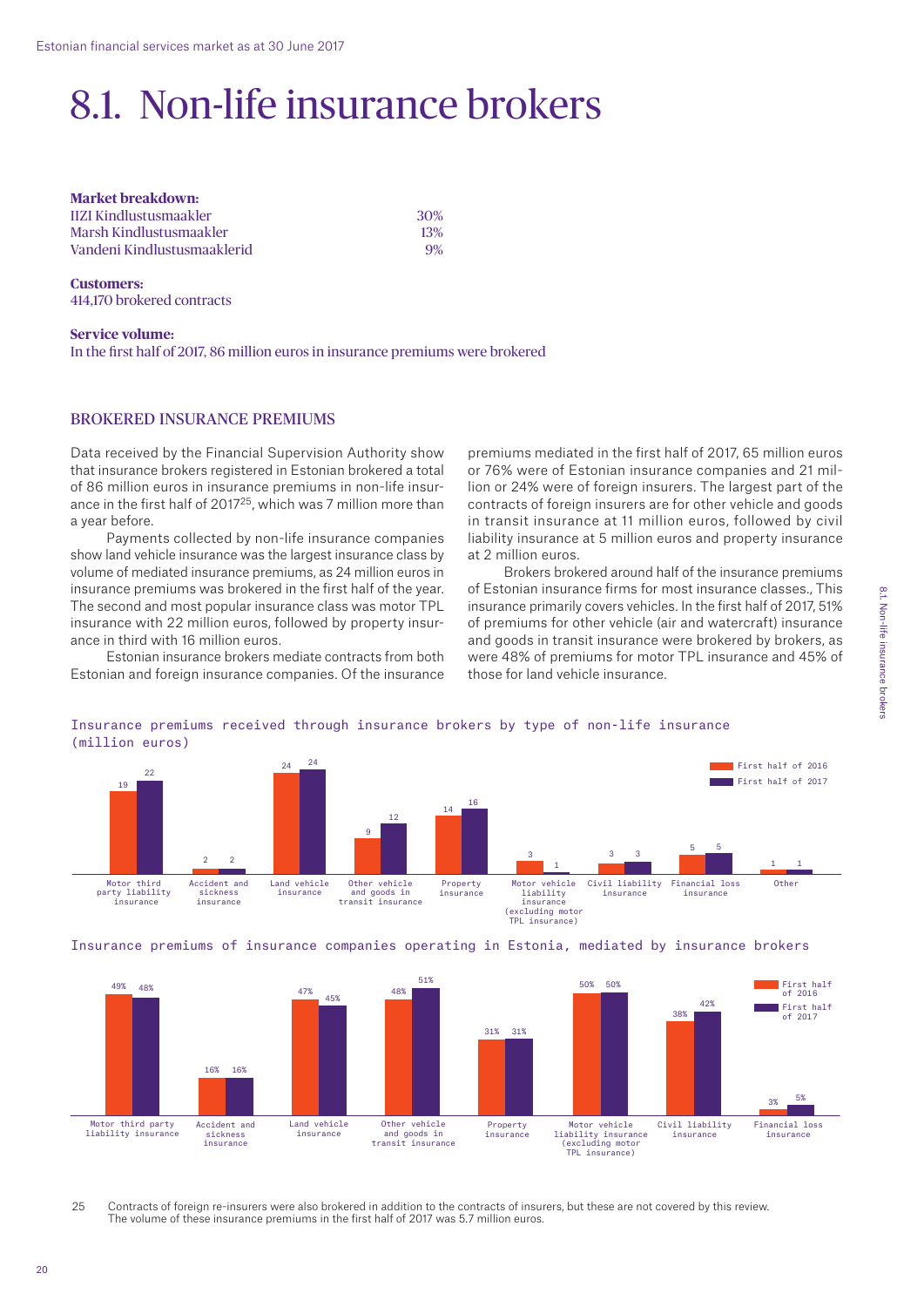# 8.1. Non-life insurance brokers

**Market breakdown:**

| | |
|---|---|
| IIZI Kindlustusmaakler | 30% |
| Marsh Kindlustusmaakler | 13% |
| Vandeni Kindlustusmaaklerid | 9% |

**Customers:**
414,170 brokered contracts

**Service volume:**
In the first half of 2017, 86 million euros in insurance premiums were brokered

## BROKERED INSURANCE PREMIUMS

Data received by the Financial Supervision Authority show that insurance brokers registered in Estonian brokered a total of 86 million euros in insurance premiums in non-life insurance in the first half of 2017[25], which was 7 million more than a year before.

Payments collected by non-life insurance companies show land vehicle insurance was the largest insurance class by volume of mediated insurance premiums, as 24 million euros in insurance premiums was brokered in the first half of the year. The second and most popular insurance class was motor TPL insurance with 22 million euros, followed by property insurance in third with 16 million euros.

Estonian insurance brokers mediate contracts from both Estonian and foreign insurance companies. Of the insurance premiums mediated in the first half of 2017, 65 million euros or 76% were of Estonian insurance companies and 21 million or 24% were of foreign insurers. The largest part of the contracts of foreign insurers are for other vehicle and goods in transit insurance at 11 million euros, followed by civil liability insurance at 5 million euros and property insurance at 2 million euros.

Brokers brokered around half of the insurance premiums of Estonian insurance firms for most insurance classes., This insurance primarily covers vehicles. In the first half of 2017, 51% of premiums for other vehicle (air and watercraft) insurance and goods in transit insurance were brokered by brokers, as were 48% of premiums for motor TPL insurance and 45% of those for land vehicle insurance.

Insurance premiums received through insurance brokers by type of non-life insurance (million euros)

| | First half of 2016 | First half of 2017 |
|---|---|---|
| Motor third party liability insurance | 19 | 22 |
| Accident and sickness insurance | 2 | 2 |
| Land vehicle insurance | 24 | 24 |
| Other vehicle and goods in transit insurance | 9 | 12 |
| Property insurance | 14 | 16 |
| Motor vehicle liability insurance (excluding motor TPL insurance) | 3 | 1 |
| Civil liability insurance | 3 | 3 |
| Financial loss insurance | 5 | 5 |
| Other | 1 | 1 |

Insurance premiums of insurance companies operating in Estonia, mediated by insurance brokers

| | First half of 2016 | First half of 2017 |
|---|---|---|
| Motor third party liability insurance | 49% | 48% |
| Accident and sickness insurance | 16% | 16% |
| Land vehicle insurance | 47% | 45% |
| Other vehicle and goods in transit insurance | 48% | 51% |
| Property insurance | 31% | 31% |
| Motor vehicle liability insurance (excluding motor TPL insurance) | 50% | 50% |
| Civil liability insurance | 38% | 42% |
| Financial loss insurance | 3% | 5% |

25 Contracts of foreign re-insurers were also brokered in addition to the contracts of insurers, but these are not covered by this review. The volume of these insurance premiums in the first half of 2017 was 5.7 million euros.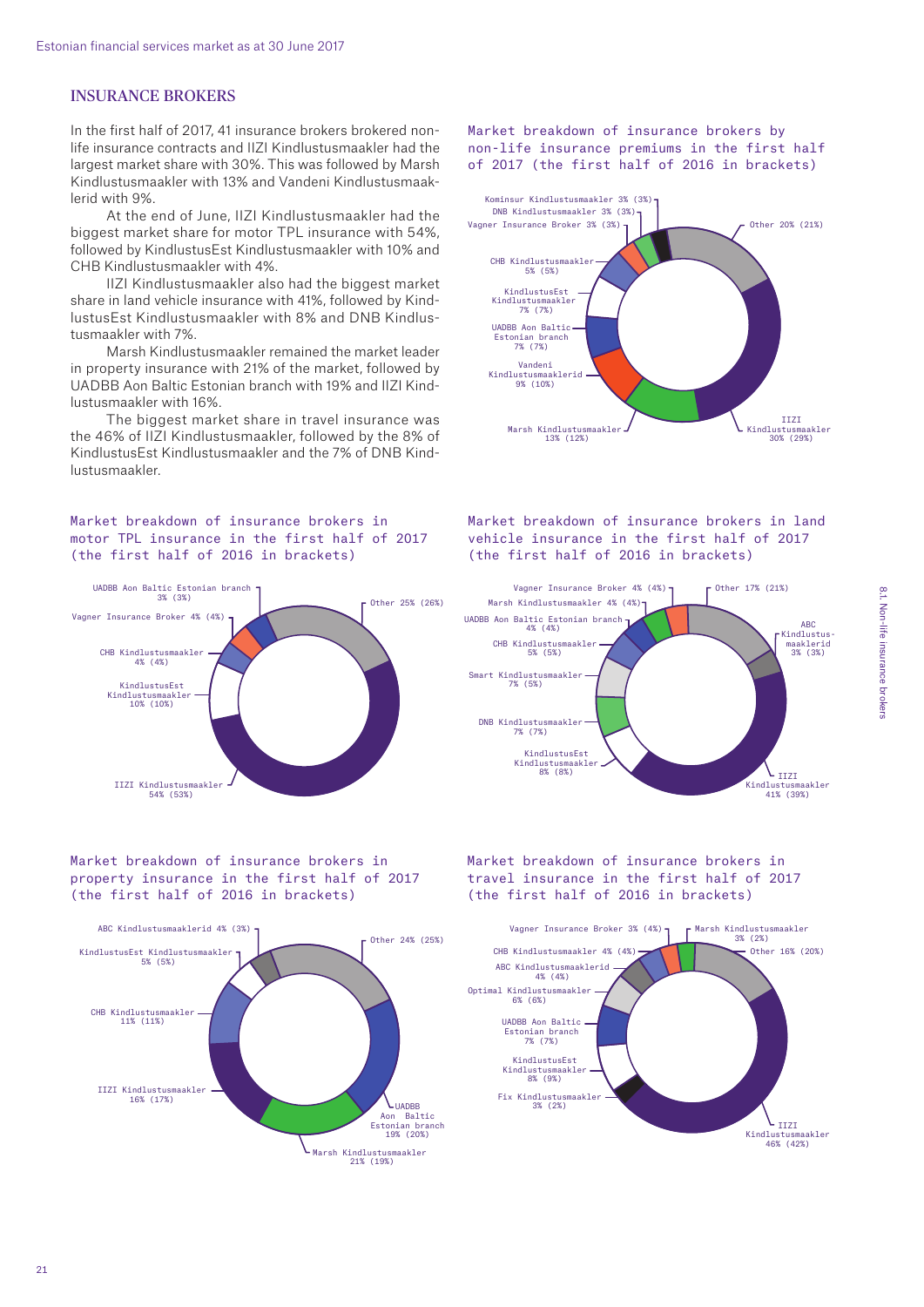## INSURANCE BROKERS

In the first half of 2017, 41 insurance brokers brokered non-life insurance contracts and IIZI Kindlustusmaakler had the largest market share with 30%. This was followed by Marsh Kindlustusmaakler with 13% and Vandeni Kindlustusmaaklerid with 9%.

At the end of June, IIZI Kindlustusmaakler had the biggest market share for motor TPL insurance with 54%, followed by KindlustusEst Kindlustusmaakler with 10% and CHB Kindlustusmaakler with 4%.

IIZI Kindlustusmaakler also had the biggest market share in land vehicle insurance with 41%, followed by KindlustusEst Kindlustusmaakler with 8% and DNB Kindlustusmaakler with 7%.

Marsh Kindlustusmaakler remained the market leader in property insurance with 21% of the market, followed by UADBB Aon Baltic Estonian branch with 19% and IIZI Kindlustusmaakler with 16%.

The biggest market share in travel insurance was the 46% of IIZI Kindlustusmaakler, followed by the 8% of KindlustusEst Kindlustusmaakler and the 7% of DNB Kindlustusmaakler.

Market breakdown of insurance brokers by non-life insurance premiums in the first half of 2017 (the first half of 2016 in brackets)

| Broker | Share |
|---|---|
| IIZI Kindlustusmaakler | 30% (29%) |
| Marsh Kindlustusmaakler | 13% (12%) |
| Vandeni Kindlustusmaaklerid | 9% (10%) |
| UADBB Aon Baltic Estonian branch | 7% (7%) |
| KindlustusEst Kindlustusmaakler | 7% (7%) |
| CHB Kindlustusmaakler | 5% (5%) |
| Vagner Insurance Broker | 3% (3%) |
| DNB Kindlustusmaakler | 3% (3%) |
| Kominsur Kindlustusmaakler | 3% (3%) |
| Other | 20% (21%) |

Market breakdown of insurance brokers in motor TPL insurance in the first half of 2017 (the first half of 2016 in brackets)

| Broker | Share |
|---|---|
| IIZI Kindlustusmaakler | 54% (53%) |
| KindlustusEst Kindlustusmaakler | 10% (10%) |
| CHB Kindlustusmaakler | 4% (4%) |
| Vagner Insurance Broker | 4% (4%) |
| UADBB Aon Baltic Estonian branch | 3% (3%) |
| Other | 25% (26%) |

Market breakdown of insurance brokers in land vehicle insurance in the first half of 2017 (the first half of 2016 in brackets)

| Broker | Share |
|---|---|
| IIZI Kindlustusmaakler | 41% (39%) |
| KindlustusEst Kindlustusmaakler | 8% (8%) |
| DNB Kindlustusmaakler | 7% (7%) |
| Smart Kindlustusmaakler | 7% (5%) |
| CHB Kindlustusmaakler | 5% (5%) |
| UADBB Aon Baltic Estonian branch | 4% (4%) |
| Marsh Kindlustusmaakler | 4% (4%) |
| Vagner Insurance Broker | 4% (4%) |
| ABC Kindlustusmaaklerid | 3% (3%) |
| Other | 17% (21%) |

Market breakdown of insurance brokers in property insurance in the first half of 2017 (the first half of 2016 in brackets)

| Broker | Share |
|---|---|
| Marsh Kindlustusmaakler | 21% (19%) |
| UADBB Aon Baltic Estonian branch | 19% (20%) |
| IIZI Kindlustusmaakler | 16% (17%) |
| CHB Kindlustusmaakler | 11% (11%) |
| KindlustusEst Kindlustusmaakler | 5% (5%) |
| ABC Kindlustusmaaklerid | 4% (3%) |
| Other | 24% (25%) |

Market breakdown of insurance brokers in travel insurance in the first half of 2017 (the first half of 2016 in brackets)

| Broker | Share |
|---|---|
| IIZI Kindlustusmaakler | 46% (42%) |
| Fix Kindlustusmaakler | 3% (2%) |
| KindlustusEst Kindlustusmaakler | 8% (9%) |
| UADBB Aon Baltic Estonian branch | 7% (7%) |
| Optimal Kindlustusmaakler | 6% (6%) |
| ABC Kindlustusmaaklerid | 4% (4%) |
| CHB Kindlustusmaakler | 4% (4%) |
| Vagner Insurance Broker | 3% (4%) |
| Marsh Kindlustusmaakler | 3% (2%) |
| Other | 16% (20%) |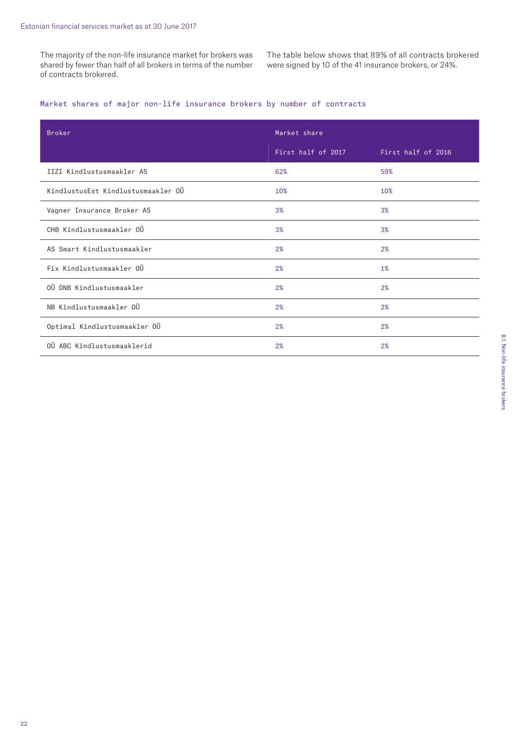The majority of the non-life insurance market for brokers was shared by fewer than half of all brokers in terms of the number of contracts brokered.

The table below shows that 89% of all contracts brokered were signed by 10 of the 41 insurance brokers, or 24%.

### Market shares of major non-life insurance brokers by number of contracts

| Broker | Market share | |
|---|---|---|
| | First half of 2017 | First half of 2016 |
| IIZI Kindlustusmaakler AS | 62% | 59% |
| KindlustusEst Kindlustusmaakler OÜ | 10% | 10% |
| Vagner Insurance Broker AS | 3% | 3% |
| CHB Kindlustusmaakler OÜ | 3% | 3% |
| AS Smart Kindlustusmaakler | 2% | 2% |
| Fix Kindlustusmaakler OÜ | 2% | 1% |
| OÜ DNB Kindlustusmaakler | 2% | 2% |
| NB Kindlustusmaakler OÜ | 2% | 2% |
| Optimal Kindlustusmaakler OÜ | 2% | 2% |
| OÜ ABC Kindlustusmaaklerid | 2% | 2% |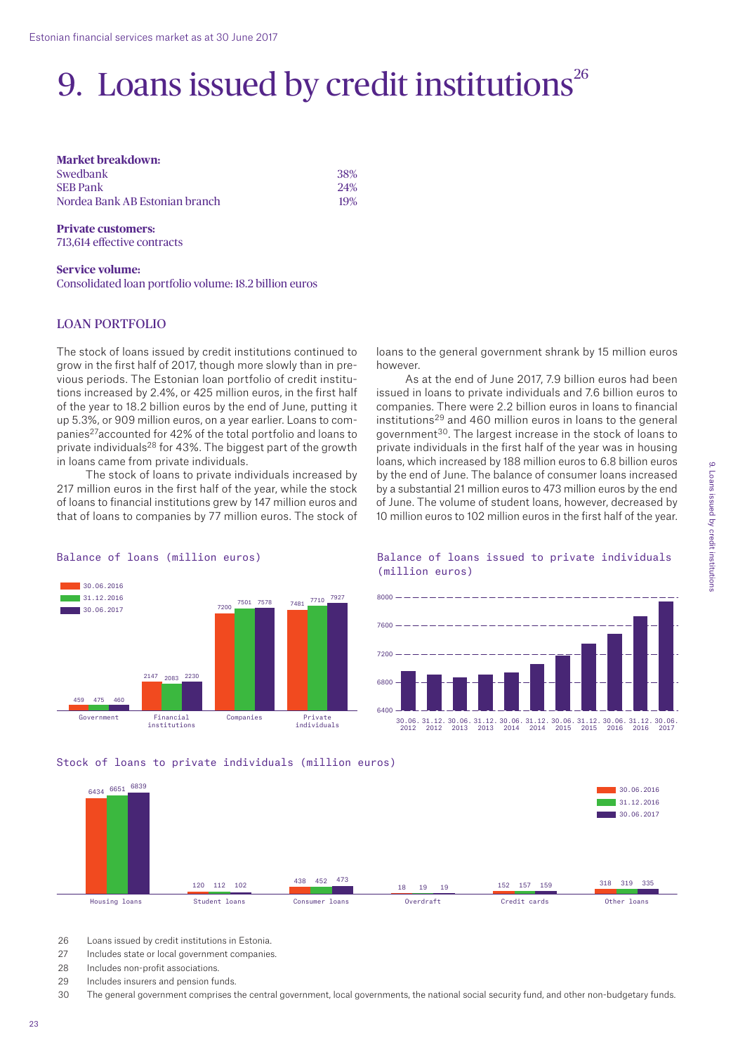// 9. Loans issued by credit institutions[26]

**Market breakdown:**

| | |
|---|---|
| Swedbank | 38% |
| SEB Pank | 24% |
| Nordea Bank AB Estonian branch | 19% |

**Private customers:**
713,614 effective contracts

**Service volume:**
Consolidated loan portfolio volume: 18.2 billion euros

## LOAN PORTFOLIO

The stock of loans issued by credit institutions continued to grow in the first half of 2017, though more slowly than in previous periods. The Estonian loan portfolio of credit institutions increased by 2.4%, or 425 million euros, in the first half of the year to 18.2 billion euros by the end of June, putting it up 5.3%, or 909 million euros, on a year earlier. Loans to companies[27] accounted for 42% of the total portfolio and loans to private individuals[28] for 43%. The biggest part of the growth in loans came from private individuals.

The stock of loans to private individuals increased by 217 million euros in the first half of the year, while the stock of loans to financial institutions grew by 147 million euros and that of loans to companies by 77 million euros. The stock of loans to the general government shrank by 15 million euros however.

As at the end of June 2017, 7.9 billion euros had been issued in loans to private individuals and 7.6 billion euros to companies. There were 2.2 billion euros in loans to financial institutions[29] and 460 million euros in loans to the general government[30]. The largest increase in the stock of loans to private individuals in the first half of the year was in housing loans, which increased by 188 million euros to 6.8 billion euros by the end of June. The balance of consumer loans increased by a substantial 21 million euros to 473 million euros by the end of June. The volume of student loans, however, decreased by 10 million euros to 102 million euros in the first half of the year.

Balance of loans (million euros)

| | 30.06.2016 | 31.12.2016 | 30.06.2017 |
|---|---|---|---|
| Government | 459 | 475 | 460 |
| Financial institutions | 2147 | 2083 | 2230 |
| Companies | 7200 | 7501 | 7578 |
| Private individuals | 7481 | 7710 | 7927 |

Balance of loans issued to private individuals (million euros)

Stock of loans to private individuals (million euros)

| | 30.06.2016 | 31.12.2016 | 30.06.2017 |
|---|---|---|---|
| Housing loans | 6434 | 6651 | 6839 |
| Student loans | 120 | 112 | 102 |
| Consumer loans | 438 | 452 | 473 |
| Overdraft | 18 | 19 | 19 |
| Credit cards | 152 | 157 | 159 |
| Other loans | 318 | 319 | 335 |

26 Loans issued by credit institutions in Estonia.
27 Includes state or local government companies.
28 Includes non-profit associations.
29 Includes insurers and pension funds.
30 The general government comprises the central government, local governments, the national social security fund, and other non-budgetary funds.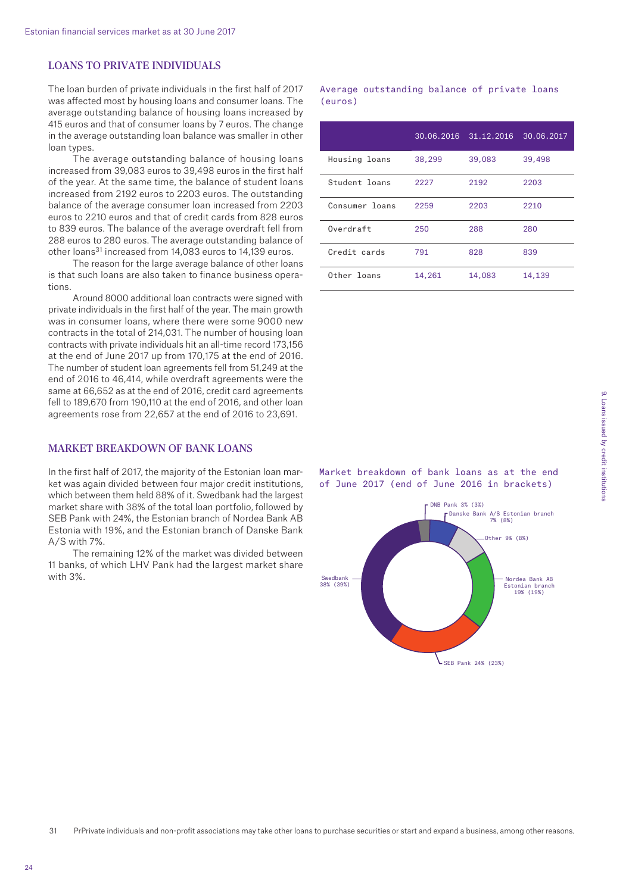## LOANS TO PRIVATE INDIVIDUALS

The loan burden of private individuals in the first half of 2017 was affected most by housing loans and consumer loans. The average outstanding balance of housing loans increased by 415 euros and that of consumer loans by 7 euros. The change in the average outstanding loan balance was smaller in other loan types.

The average outstanding balance of housing loans increased from 39,083 euros to 39,498 euros in the first half of the year. At the same time, the balance of student loans increased from 2192 euros to 2203 euros. The outstanding balance of the average consumer loan increased from 2203 euros to 2210 euros and that of credit cards from 828 euros to 839 euros. The balance of the average overdraft fell from 288 euros to 280 euros. The average outstanding balance of other loans[31] increased from 14,083 euros to 14,139 euros.

The reason for the large average balance of other loans is that such loans are also taken to finance business operations.

Around 8000 additional loan contracts were signed with private individuals in the first half of the year. The main growth was in consumer loans, where there were some 9000 new contracts in the total of 214,031. The number of housing loan contracts with private individuals hit an all-time record 173,156 at the end of June 2017 up from 170,175 at the end of 2016. The number of student loan agreements fell from 51,249 at the end of 2016 to 46,414, while overdraft agreements were the same at 66,652 as at the end of 2016, credit card agreements fell to 189,670 from 190,110 at the end of 2016, and other loan agreements rose from 22,657 at the end of 2016 to 23,691.

Average outstanding balance of private loans (euros)

| | 30.06.2016 | 31.12.2016 | 30.06.2017 |
|---|---|---|---|
| Housing loans | 38,299 | 39,083 | 39,498 |
| Student loans | 2227 | 2192 | 2203 |
| Consumer loans | 2259 | 2203 | 2210 |
| Overdraft | 250 | 288 | 280 |
| Credit cards | 791 | 828 | 839 |
| Other loans | 14,261 | 14,083 | 14,139 |

## MARKET BREAKDOWN OF BANK LOANS

In the first half of 2017, the majority of the Estonian loan market was again divided between four major credit institutions, which between them held 88% of it. Swedbank had the largest market share with 38% of the total loan portfolio, followed by SEB Pank with 24%, the Estonian branch of Nordea Bank AB Estonia with 19%, and the Estonian branch of Danske Bank A/S with 7%.

The remaining 12% of the market was divided between 11 banks, of which LHV Pank had the largest market share with 3%.

Market breakdown of bank loans as at the end of June 2017 (end of June 2016 in brackets)

- Swedbank 38% (39%)
- SEB Pank 24% (23%)
- Nordea Bank AB Estonian branch 19% (19%)
- Other 9% (8%)
- Danske Bank A/S Estonian branch 7% (8%)
- DNB Pank 3% (3%)

31 PrPrivate individuals and non-profit associations may take other loans to purchase securities or start and expand a business, among other reasons.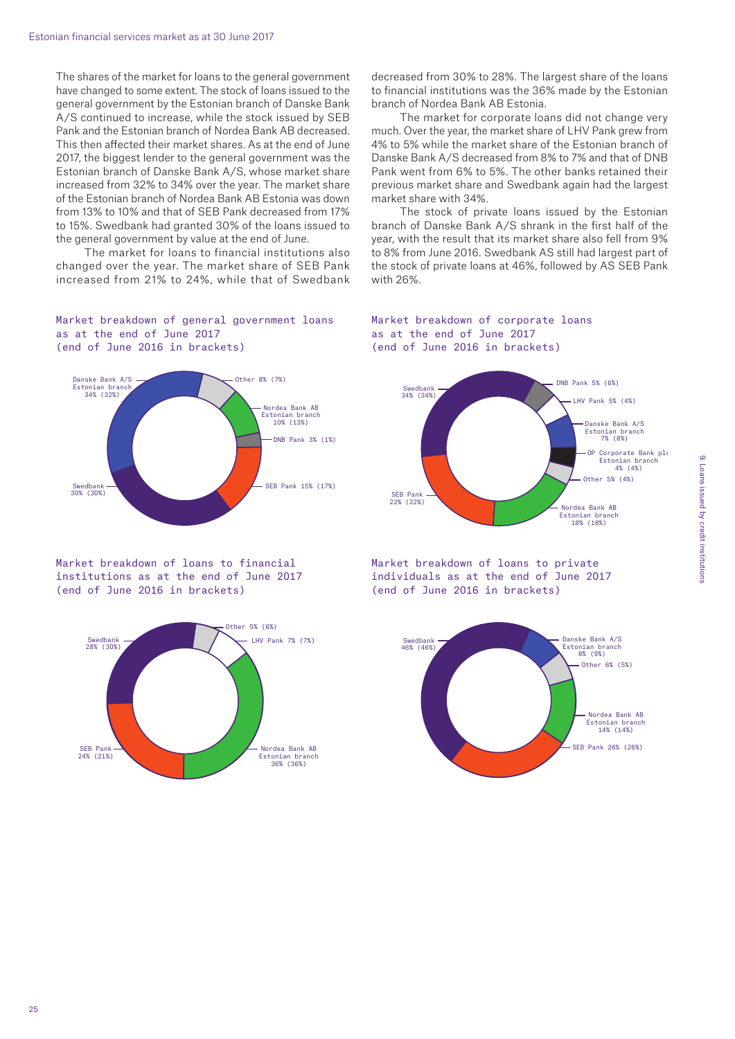The shares of the market for loans to the general government have changed to some extent. The stock of loans issued to the general government by the Estonian branch of Danske Bank A/S continued to increase, while the stock issued by SEB Pank and the Estonian branch of Nordea Bank AB decreased. This then affected their market shares. As at the end of June 2017, the biggest lender to the general government was the Estonian branch of Danske Bank A/S, whose market share increased from 32% to 34% over the year. The market share of the Estonian branch of Nordea Bank AB Estonia was down from 13% to 10% and that of SEB Pank decreased from 17% to 15%. Swedbank had granted 30% of the loans issued to the general government by value at the end of June.

The market for loans to financial institutions also changed over the year. The market share of SEB Pank increased from 21% to 24%, while that of Swedbank decreased from 30% to 28%. The largest share of the loans to financial institutions was the 36% made by the Estonian branch of Nordea Bank AB Estonia.

The market for corporate loans did not change very much. Over the year, the market share of LHV Pank grew from 4% to 5% while the market share of the Estonian branch of Danske Bank A/S decreased from 8% to 7% and that of DNB Pank went from 6% to 5%. The other banks retained their previous market share and Swedbank again had the largest market share with 34%.

The stock of private loans issued by the Estonian branch of Danske Bank A/S shrank in the first half of the year, with the result that its market share also fell from 9% to 8% from June 2016. Swedbank AS still had largest part of the stock of private loans at 46%, followed by AS SEB Pank with 26%.

Market breakdown of general government loans as at the end of June 2017 (end of June 2016 in brackets)

| Bank | June 2017 | (June 2016) |
|---|---|---|
| Danske Bank A/S Estonian branch | 34% | (32%) |
| Other | 8% | (7%) |
| Nordea Bank AB Estonian branch | 10% | (13%) |
| DNB Pank | 3% | (1%) |
| SEB Pank | 15% | (17%) |
| Swedbank | 30% | (30%) |

Market breakdown of corporate loans as at the end of June 2017 (end of June 2016 in brackets)

| Bank | June 2017 | (June 2016) |
|---|---|---|
| Swedbank | 34% | (34%) |
| DNB Pank | 5% | (6%) |
| LHV Pank | 5% | (4%) |
| Danske Bank A/S Estonian branch | 7% | (8%) |
| OP Corporate Bank plc Estonian branch | 4% | (4%) |
| Other | 5% | (4%) |
| Nordea Bank AB Estonian branch | 18% | (18%) |
| SEB Pank | 22% | (22%) |

Market breakdown of loans to financial institutions as at the end of June 2017 (end of June 2016 in brackets)

| Bank | June 2017 | (June 2016) |
|---|---|---|
| Swedbank | 28% | (30%) |
| Other | 5% | (6%) |
| LHV Pank | 7% | (7%) |
| Nordea Bank AB Estonian branch | 36% | (36%) |
| SEB Pank | 24% | (21%) |

Market breakdown of loans to private individuals as at the end of June 2017 (end of June 2016 in brackets)

| Bank | June 2017 | (June 2016) |
|---|---|---|
| Swedbank | 46% | (46%) |
| Danske Bank A/S Estonian branch | 8% | (9%) |
| Other | 6% | (5%) |
| Nordea Bank AB Estonian branch | 14% | (14%) |
| SEB Pank | 26% | (26%) |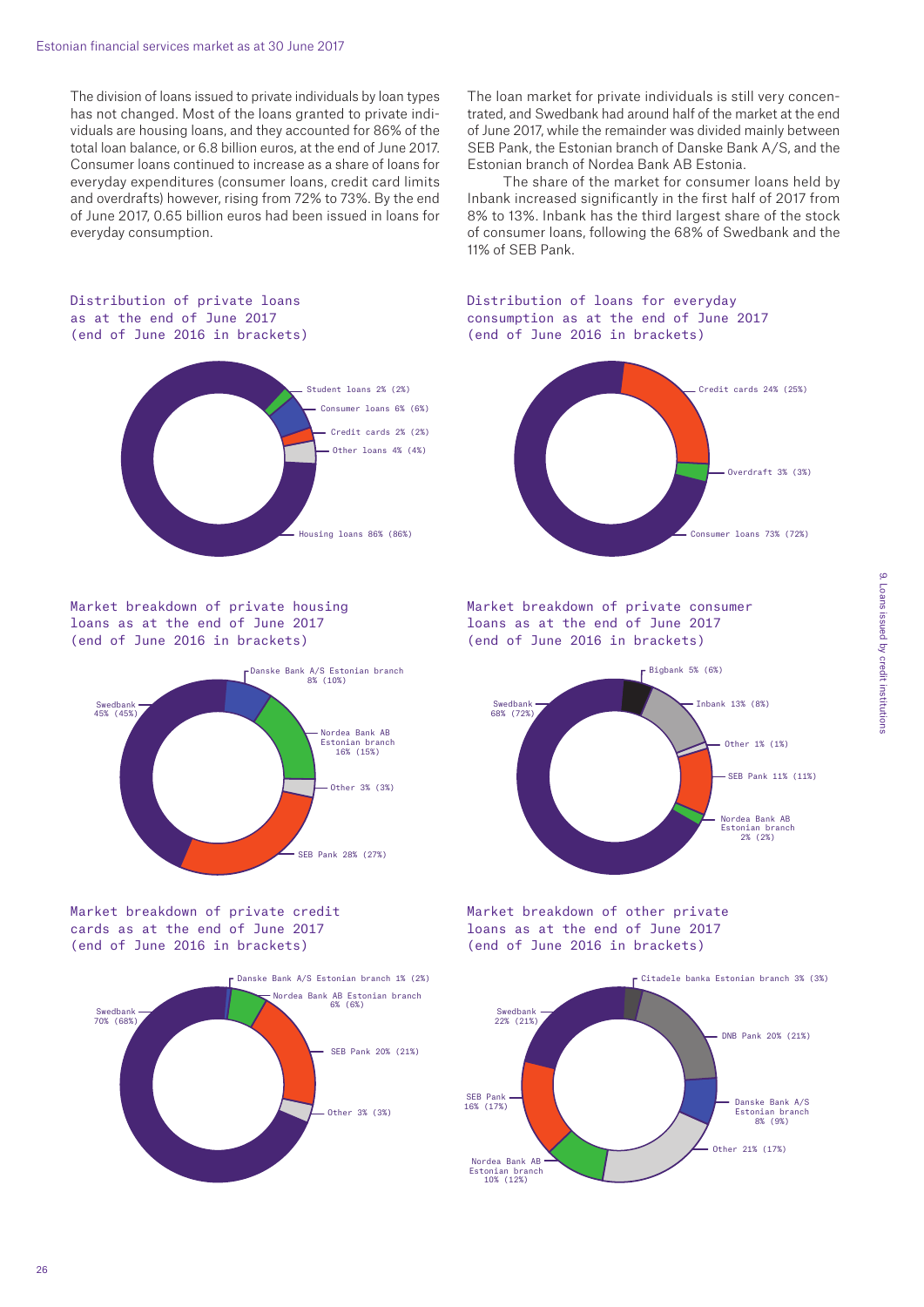The division of loans issued to private individuals by loan types has not changed. Most of the loans granted to private individuals are housing loans, and they accounted for 86% of the total loan balance, or 6.8 billion euros, at the end of June 2017. Consumer loans continued to increase as a share of loans for everyday expenditures (consumer loans, credit card limits and overdrafts) however, rising from 72% to 73%. By the end of June 2017, 0.65 billion euros had been issued in loans for everyday consumption.

The loan market for private individuals is still very concentrated, and Swedbank had around half of the market at the end of June 2017, while the remainder was divided mainly between SEB Pank, the Estonian branch of Danske Bank A/S, and the Estonian branch of Nordea Bank AB Estonia.

The share of the market for consumer loans held by Inbank increased significantly in the first half of 2017 from 8% to 13%. Inbank has the third largest share of the stock of consumer loans, following the 68% of Swedbank and the 11% of SEB Pank.

Distribution of private loans as at the end of June 2017 (end of June 2016 in brackets)

Student loans 2% (2%)
Consumer loans 6% (6%)
Credit cards 2% (2%)
Other loans 4% (4%)
Housing loans 86% (86%)

Distribution of loans for everyday consumption as at the end of June 2017 (end of June 2016 in brackets)

Credit cards 24% (25%)
Overdraft 3% (3%)
Consumer loans 73% (72%)

Market breakdown of private housing loans as at the end of June 2017 (end of June 2016 in brackets)

Danske Bank A/S Estonian branch 8% (10%)
Swedbank 45% (45%)
Nordea Bank AB Estonian branch 16% (15%)
Other 3% (3%)
SEB Pank 28% (27%)

Market breakdown of private consumer loans as at the end of June 2017 (end of June 2016 in brackets)

Bigbank 5% (6%)
Swedbank 68% (72%)
Inbank 13% (8%)
Other 1% (1%)
SEB Pank 11% (11%)
Nordea Bank AB Estonian branch 2% (2%)

Market breakdown of private credit cards as at the end of June 2017 (end of June 2016 in brackets)

Danske Bank A/S Estonian branch 1% (2%)
Nordea Bank AB Estonian branch 6% (6%)
Swedbank 70% (68%)
SEB Pank 20% (21%)
Other 3% (3%)

Market breakdown of other private loans as at the end of June 2017 (end of June 2016 in brackets)

Citadele banka Estonian branch 3% (3%)
Swedbank 22% (21%)
DNB Pank 20% (21%)
Danske Bank A/S Estonian branch 8% (9%)
SEB Pank 16% (17%)
Other 21% (17%)
Nordea Bank AB Estonian branch 10% (12%)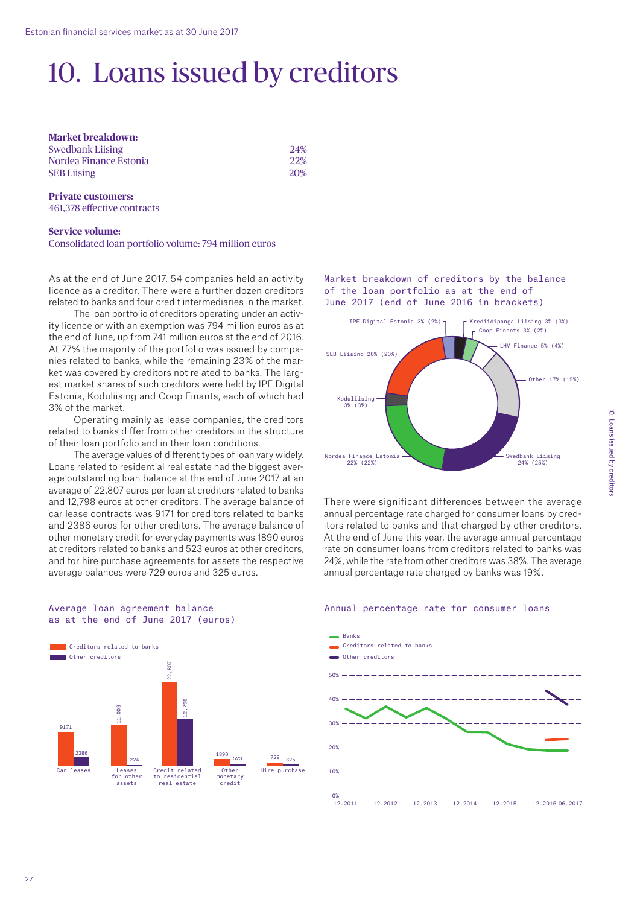# 10. Loans issued by creditors

**Market breakdown:**

| | |
|---|---|
| Swedbank Liising | 24% |
| Nordea Finance Estonia | 22% |
| SEB Liising | 20% |

**Private customers:**
461,378 effective contracts

**Service volume:**
Consolidated loan portfolio volume: 794 million euros

As at the end of June 2017, 54 companies held an activity licence as a creditor. There were a further dozen creditors related to banks and four credit intermediaries in the market.

The loan portfolio of creditors operating under an activity licence or with an exemption was 794 million euros as at the end of June, up from 741 million euros at the end of 2016. At 77% the majority of the portfolio was issued by companies related to banks, while the remaining 23% of the market was covered by creditors not related to banks. The largest market shares of such creditors were held by IPF Digital Estonia, Koduliising and Coop Finants, each of which had 3% of the market.

Operating mainly as lease companies, the creditors related to banks differ from other creditors in the structure of their loan portfolio and in their loan conditions.

The average values of different types of loan vary widely. Loans related to residential real estate had the biggest average outstanding loan balance at the end of June 2017 at an average of 22,807 euros per loan at creditors related to banks and 12,798 euros at other creditors. The average balance of car lease contracts was 9171 for creditors related to banks and 2386 euros for other creditors. The average balance of other monetary credit for everyday payments was 1890 euros at creditors related to banks and 523 euros at other creditors, and for hire purchase agreements for assets the respective average balances were 729 euros and 325 euros.

Average loan agreement balance as at the end of June 2017 (euros)

| | Creditors related to banks | Other creditors |
|---|---|---|
| Car leases | 9171 | 2386 |
| Leases for other assets | 11,009 | 224 |
| Credit related to residential real estate | 22,807 | 12,798 |
| Other monetary credit | 1890 | 523 |
| Hire purchase | 729 | 325 |

Market breakdown of creditors by the balance of the loan portfolio as at the end of June 2017 (end of June 2016 in brackets)

| Creditor | Share |
|---|---|
| Swedbank Liising | 24% (25%) |
| Nordea Finance Estonia | 22% (22%) |
| SEB Liising | 20% (20%) |
| Other | 17% (19%) |
| LHV Finance | 5% (4%) |
| Koduliising | 3% (3%) |
| IPF Digital Estonia | 3% (2%) |
| Krediidipanga Liising | 3% (3%) |
| Coop Finants | 3% (2%) |

There were significant differences between the average annual percentage rate charged for consumer loans by creditors related to banks and that charged by other creditors. At the end of June this year, the average annual percentage rate on consumer loans from creditors related to banks was 24%, while the rate from other creditors was 38%. The average annual percentage rate charged by banks was 19%.

Annual percentage rate for consumer loans

(Chart legend: Banks; Creditors related to banks; Other creditors. Axis: 0%–50%; 12.2011, 12.2012, 12.2013, 12.2014, 12.2015, 12.2016, 06.2017)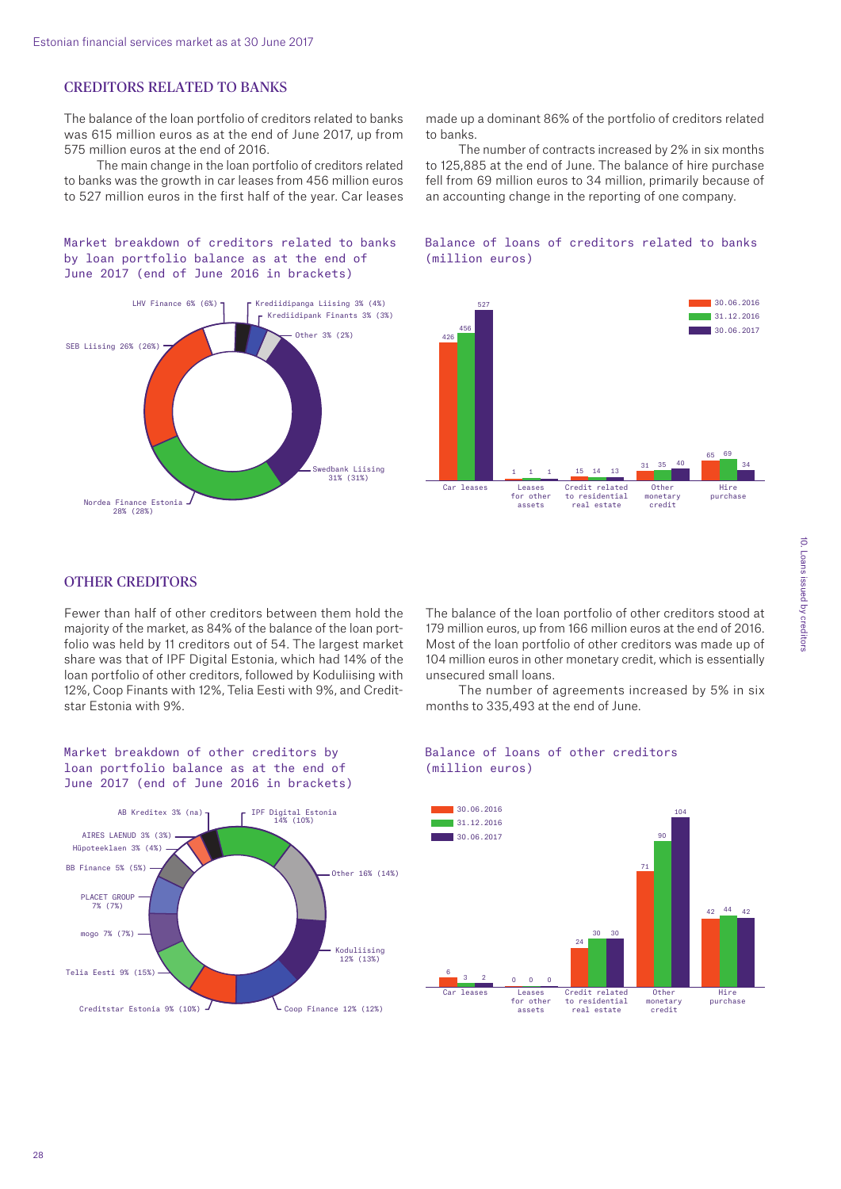## CREDITORS RELATED TO BANKS

The balance of the loan portfolio of creditors related to banks was 615 million euros as at the end of June 2017, up from 575 million euros at the end of 2016.

The main change in the loan portfolio of creditors related to banks was the growth in car leases from 456 million euros to 527 million euros in the first half of the year. Car leases made up a dominant 86% of the portfolio of creditors related to banks.

The number of contracts increased by 2% in six months to 125,885 at the end of June. The balance of hire purchase fell from 69 million euros to 34 million, primarily because of an accounting change in the reporting of one company.

Market breakdown of creditors related to banks by loan portfolio balance as at the end of June 2017 (end of June 2016 in brackets)

| Creditor | Share |
|---|---|
| Swedbank Liising | 31% (31%) |
| Nordea Finance Estonia | 28% (28%) |
| SEB Liising | 26% (26%) |
| LHV Finance | 6% (6%) |
| Krediidipanga Liising | 3% (4%) |
| Krediidipank Finants | 3% (3%) |
| Other | 3% (2%) |

Balance of loans of creditors related to banks (million euros)

| | 30.06.2016 | 31.12.2016 | 30.06.2017 |
|---|---|---|---|
| Car leases | 426 | 456 | 527 |
| Leases for other assets | 1 | 1 | 1 |
| Credit related to residential real estate | 15 | 14 | 13 |
| Other monetary credit | 31 | 35 | 40 |
| Hire purchase | 65 | 69 | 34 |

## OTHER CREDITORS

Fewer than half of other creditors between them hold the majority of the market, as 84% of the balance of the loan portfolio was held by 11 creditors out of 54. The largest market share was that of IPF Digital Estonia, which had 14% of the loan portfolio of other creditors, followed by Koduliising with 12%, Coop Finants with 12%, Telia Eesti with 9%, and Creditstar Estonia with 9%.

The balance of the loan portfolio of other creditors stood at 179 million euros, up from 166 million euros at the end of 2016. Most of the loan portfolio of other creditors was made up of 104 million euros in other monetary credit, which is essentially unsecured small loans.

The number of agreements increased by 5% in six months to 335,493 at the end of June.

Market breakdown of other creditors by loan portfolio balance as at the end of June 2017 (end of June 2016 in brackets)

| Creditor | Share |
|---|---|
| IPF Digital Estonia | 14% (10%) |
| Other | 16% (14%) |
| Koduliising | 12% (13%) |
| Coop Finance | 12% (12%) |
| Creditstar Estonia | 9% (10%) |
| Telia Eesti | 9% (15%) |
| mogo | 7% (7%) |
| PLACET GROUP | 7% (7%) |
| BB Finance | 5% (5%) |
| Hüpoteeklaen | 3% (4%) |
| AIRES LAENUD | 3% (3%) |
| AB Kreditex | 3% (na) |

Balance of loans of other creditors (million euros)

| | 30.06.2016 | 31.12.2016 | 30.06.2017 |
|---|---|---|---|
| Car leases | 6 | 3 | 2 |
| Leases for other assets | 0 | 0 | 0 |
| Credit related to residential real estate | 24 | 30 | 30 |
| Other monetary credit | 71 | 90 | 104 |
| Hire purchase | 42 | 44 | 42 |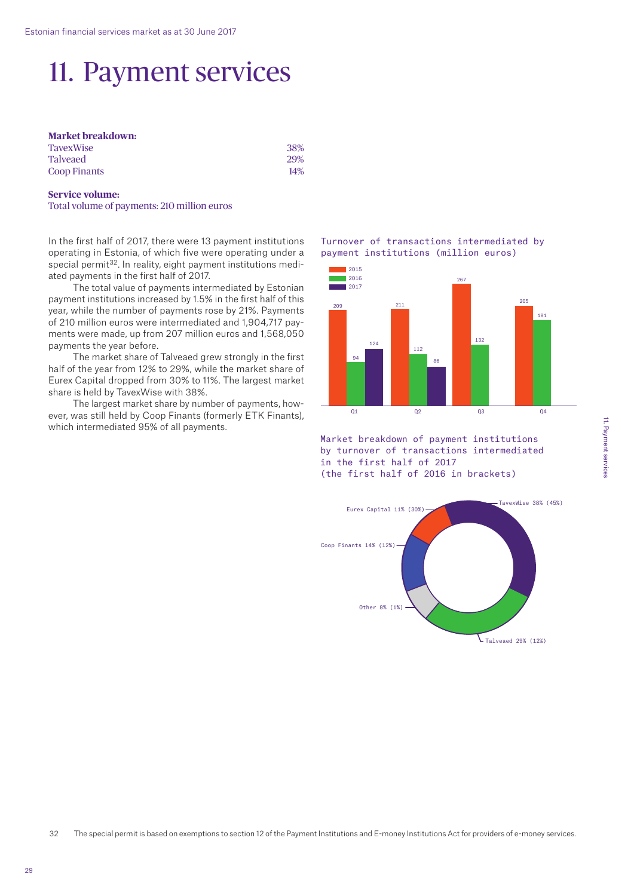# 11. Payment services

**Market breakdown:**

| | |
|---|---|
| TavexWise | 38% |
| Talveaed | 29% |
| Coop Finants | 14% |

**Service volume:**

Total volume of payments: 210 million euros

In the first half of 2017, there were 13 payment institutions operating in Estonia, of which five were operating under a special permit[32]. In reality, eight payment institutions mediated payments in the first half of 2017.

The total value of payments intermediated by Estonian payment institutions increased by 1.5% in the first half of this year, while the number of payments rose by 21%. Payments of 210 million euros were intermediated and 1,904,717 payments were made, up from 207 million euros and 1,568,050 payments the year before.

The market share of Talveaed grew strongly in the first half of the year from 12% to 29%, while the market share of Eurex Capital dropped from 30% to 11%. The largest market share is held by TavexWise with 38%.

The largest market share by number of payments, however, was still held by Coop Finants (formerly ETK Finants), which intermediated 95% of all payments.

Turnover of transactions intermediated by payment institutions (million euros)

2015
2016
2017

Q1: 209, 94, 124
Q2: 211, 112, 86
Q3: 267, 132
Q4: 205, 181

Market breakdown of payment institutions by turnover of transactions intermediated in the first half of 2017 (the first half of 2016 in brackets)

TavexWise 38% (45%)
Talveaed 29% (12%)
Other 8% (1%)
Coop Finants 14% (12%)
Eurex Capital 11% (30%)

32 The special permit is based on exemptions to section 12 of the Payment Institutions and E-money Institutions Act for providers of e-money services.